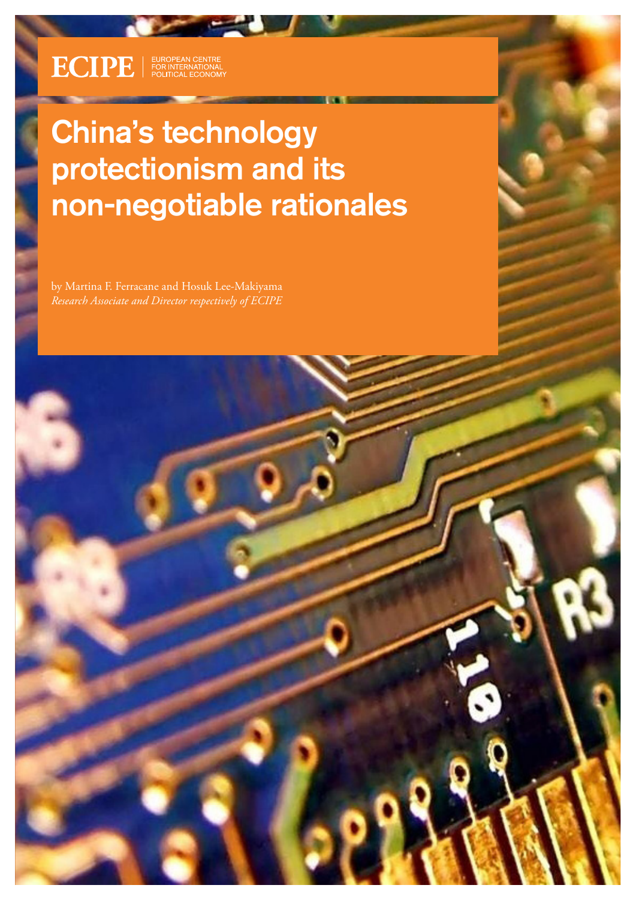ECIPE | EUROPEAN CENTRE FOR INTERNATIONAL POLITICAL ECONOMY

# China's technology protectionism and its non-negotiable rationales

by Martina F. Ferracane and Hosuk Lee-Makiyama

*Research Associate and Director respectively of ECIPE*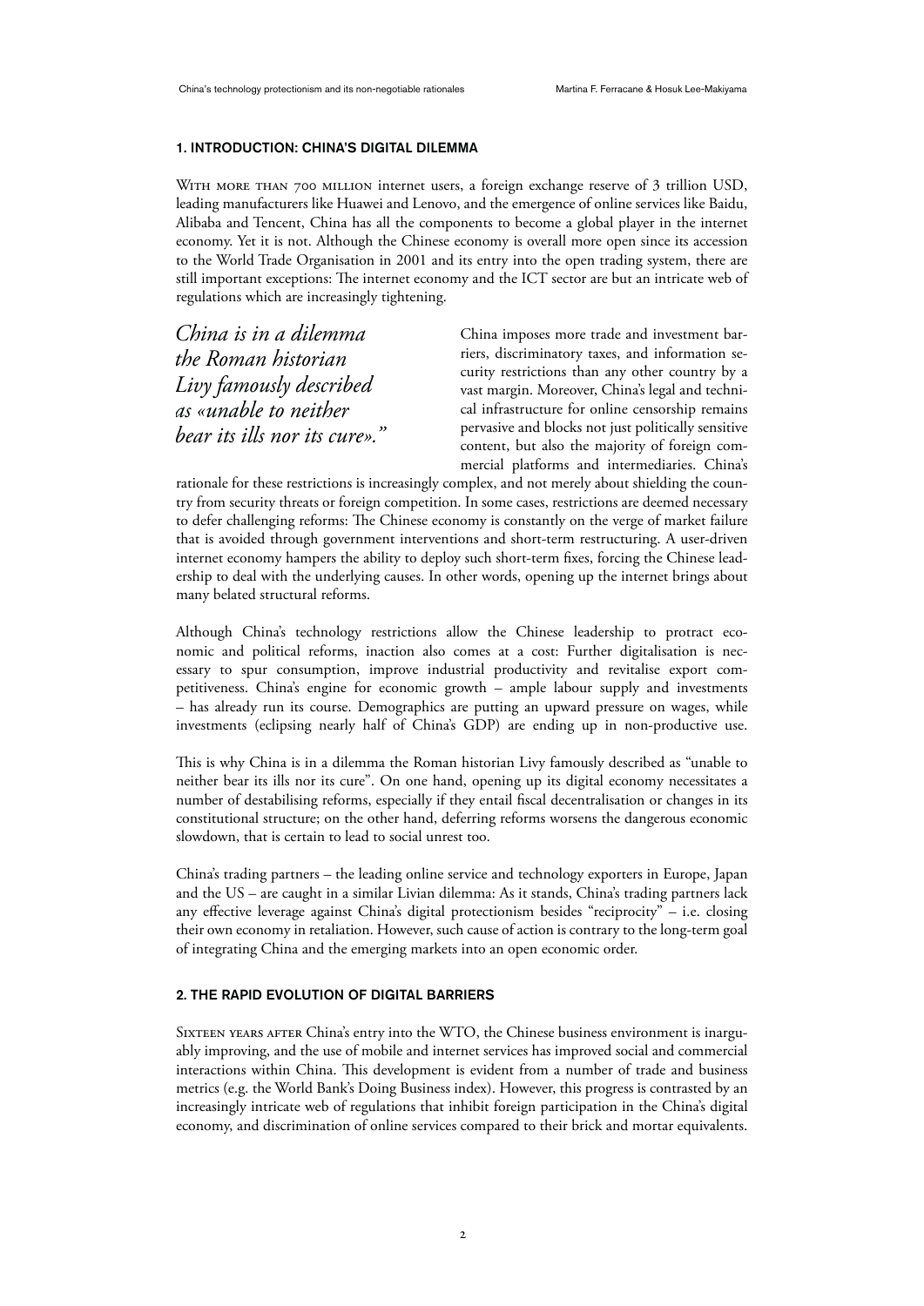## 1. INTRODUCTION: CHINA'S DIGITAL DILEMMA

With more than 700 million internet users, a foreign exchange reserve of 3 trillion USD, leading manufacturers like Huawei and Lenovo, and the emergence of online services like Baidu, Alibaba and Tencent, China has all the components to become a global player in the internet economy. Yet it is not. Although the Chinese economy is overall more open since its accession to the World Trade Organisation in 2001 and its entry into the open trading system, there are still important exceptions: The internet economy and the ICT sector are but an intricate web of regulations which are increasingly tightening.

*China is in a dilemma the Roman historian Livy famously described as «unable to neither bear its ills nor its cure».*

China imposes more trade and investment barriers, discriminatory taxes, and information security restrictions than any other country by a vast margin. Moreover, China's legal and technical infrastructure for online censorship remains pervasive and blocks not just politically sensitive content, but also the majority of foreign commercial platforms and intermediaries. China's rationale for these restrictions is increasingly complex, and not merely about shielding the country from security threats or foreign competition. In some cases, restrictions are deemed necessary to defer challenging reforms: The Chinese economy is constantly on the verge of market failure that is avoided through government interventions and short-term restructuring. A user-driven internet economy hampers the ability to deploy such short-term fixes, forcing the Chinese leadership to deal with the underlying causes. In other words, opening up the internet brings about many belated structural reforms.

Although China's technology restrictions allow the Chinese leadership to protract economic and political reforms, inaction also comes at a cost: Further digitalisation is necessary to spur consumption, improve industrial productivity and revitalise export competitiveness. China's engine for economic growth – ample labour supply and investments – has already run its course. Demographics are putting an upward pressure on wages, while investments (eclipsing nearly half of China's GDP) are ending up in non-productive use.

This is why China is in a dilemma the Roman historian Livy famously described as "unable to neither bear its ills nor its cure". On one hand, opening up its digital economy necessitates a number of destabilising reforms, especially if they entail fiscal decentralisation or changes in its constitutional structure; on the other hand, deferring reforms worsens the dangerous economic slowdown, that is certain to lead to social unrest too.

China's trading partners – the leading online service and technology exporters in Europe, Japan and the US – are caught in a similar Livian dilemma: As it stands, China's trading partners lack any effective leverage against China's digital protectionism besides "reciprocity" – i.e. closing their own economy in retaliation. However, such cause of action is contrary to the long-term goal of integrating China and the emerging markets into an open economic order.

## 2. THE RAPID EVOLUTION OF DIGITAL BARRIERS

Sixteen years after China's entry into the WTO, the Chinese business environment is inarguably improving, and the use of mobile and internet services has improved social and commercial interactions within China. This development is evident from a number of trade and business metrics (e.g. the World Bank's Doing Business index). However, this progress is contrasted by an increasingly intricate web of regulations that inhibit foreign participation in the China's digital economy, and discrimination of online services compared to their brick and mortar equivalents.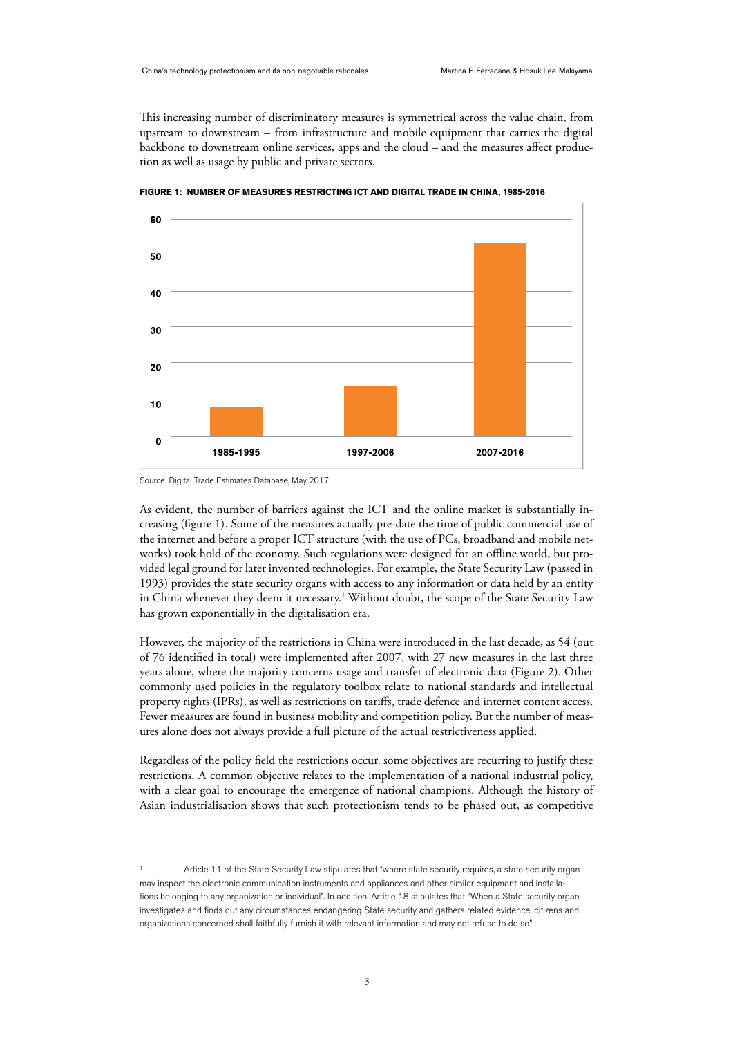This increasing number of discriminatory measures is symmetrical across the value chain, from upstream to downstream – from infrastructure and mobile equipment that carries the digital backbone to downstream online services, apps and the cloud – and the measures affect production as well as usage by public and private sectors.

**FIGURE 1: NUMBER OF MEASURES RESTRICTING ICT AND DIGITAL TRADE IN CHINA, 1985-2016**

Source: Digital Trade Estimates Database, May 2017

As evident, the number of barriers against the ICT and the online market is substantially increasing (figure 1). Some of the measures actually pre-date the time of public commercial use of the internet and before a proper ICT structure (with the use of PCs, broadband and mobile networks) took hold of the economy. Such regulations were designed for an offline world, but provided legal ground for later invented technologies. For example, the State Security Law (passed in 1993) provides the state security organs with access to any information or data held by an entity in China whenever they deem it necessary.[1] Without doubt, the scope of the State Security Law has grown exponentially in the digitalisation era.

However, the majority of the restrictions in China were introduced in the last decade, as 54 (out of 76 identified in total) were implemented after 2007, with 27 new measures in the last three years alone, where the majority concerns usage and transfer of electronic data (Figure 2). Other commonly used policies in the regulatory toolbox relate to national standards and intellectual property rights (IPRs), as well as restrictions on tariffs, trade defence and internet content access. Fewer measures are found in business mobility and competition policy. But the number of measures alone does not always provide a full picture of the actual restrictiveness applied.

Regardless of the policy field the restrictions occur, some objectives are recurring to justify these restrictions. A common objective relates to the implementation of a national industrial policy, with a clear goal to encourage the emergence of national champions. Although the history of Asian industrialisation shows that such protectionism tends to be phased out, as competitive

---

[1] Article 11 of the State Security Law stipulates that "where state security requires, a state security organ may inspect the electronic communication instruments and appliances and other similar equipment and installations belonging to any organization or individual". In addition, Article 18 stipulates that "When a State security organ investigates and finds out any circumstances endangering State security and gathers related evidence, citizens and organizations concerned shall faithfully furnish it with relevant information and may not refuse to do so"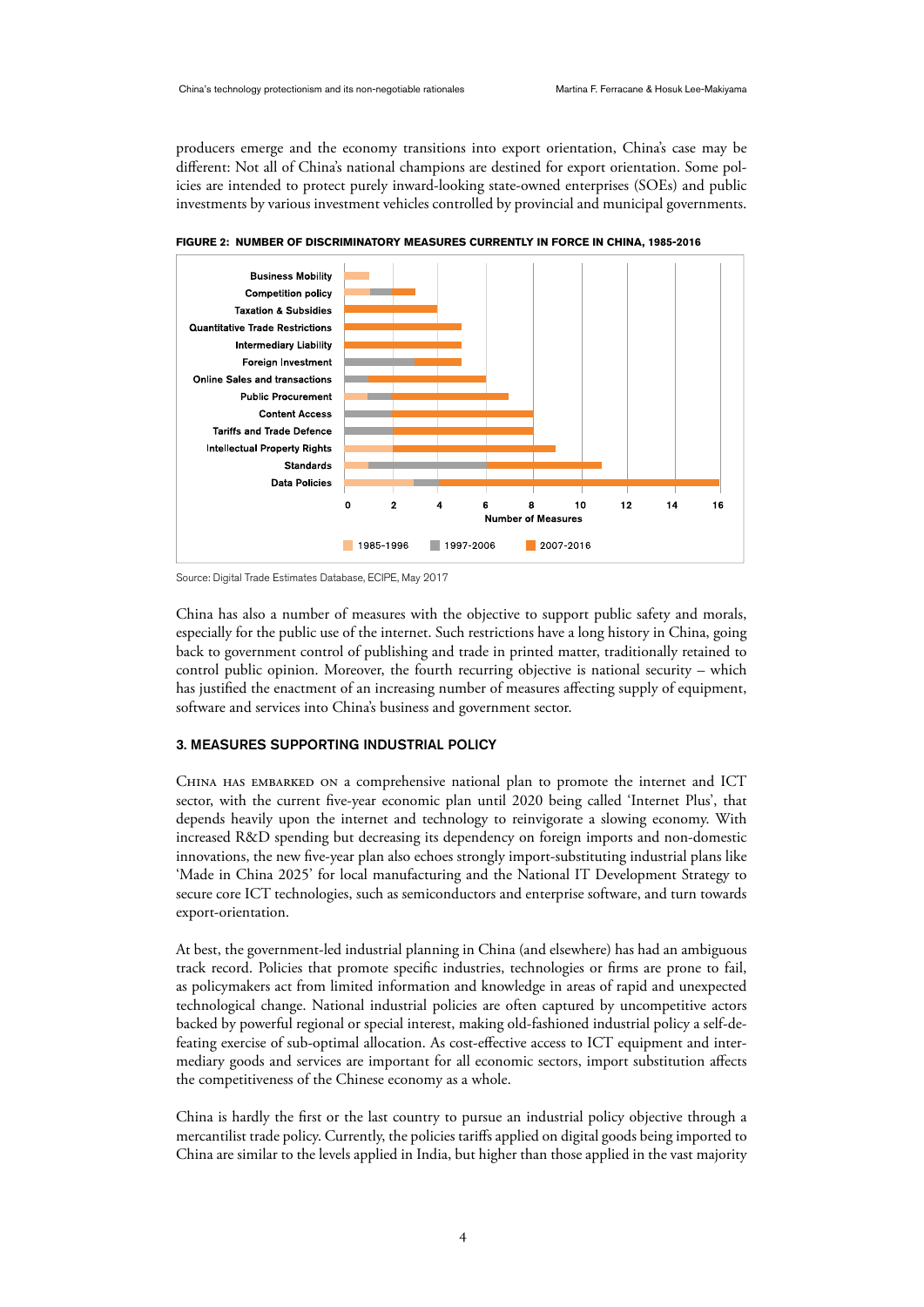producers emerge and the economy transitions into export orientation, China's case may be different: Not all of China's national champions are destined for export orientation. Some policies are intended to protect purely inward-looking state-owned enterprises (SOEs) and public investments by various investment vehicles controlled by provincial and municipal governments.

**FIGURE 2: NUMBER OF DISCRIMINATORY MEASURES CURRENTLY IN FORCE IN CHINA, 1985-2016**

Source: Digital Trade Estimates Database, ECIPE, May 2017

China has also a number of measures with the objective to support public safety and morals, especially for the public use of the internet. Such restrictions have a long history in China, going back to government control of publishing and trade in printed matter, traditionally retained to control public opinion. Moreover, the fourth recurring objective is national security – which has justified the enactment of an increasing number of measures affecting supply of equipment, software and services into China's business and government sector.

### 3. MEASURES SUPPORTING INDUSTRIAL POLICY

China has embarked on a comprehensive national plan to promote the internet and ICT sector, with the current five-year economic plan until 2020 being called 'Internet Plus', that depends heavily upon the internet and technology to reinvigorate a slowing economy. With increased R&D spending but decreasing its dependency on foreign imports and non-domestic innovations, the new five-year plan also echoes strongly import-substituting industrial plans like 'Made in China 2025' for local manufacturing and the National IT Development Strategy to secure core ICT technologies, such as semiconductors and enterprise software, and turn towards export-orientation.

At best, the government-led industrial planning in China (and elsewhere) has had an ambiguous track record. Policies that promote specific industries, technologies or firms are prone to fail, as policymakers act from limited information and knowledge in areas of rapid and unexpected technological change. National industrial policies are often captured by uncompetitive actors backed by powerful regional or special interest, making old-fashioned industrial policy a self-defeating exercise of sub-optimal allocation. As cost-effective access to ICT equipment and intermediary goods and services are important for all economic sectors, import substitution affects the competitiveness of the Chinese economy as a whole.

China is hardly the first or the last country to pursue an industrial policy objective through a mercantilist trade policy. Currently, the policies tariffs applied on digital goods being imported to China are similar to the levels applied in India, but higher than those applied in the vast majority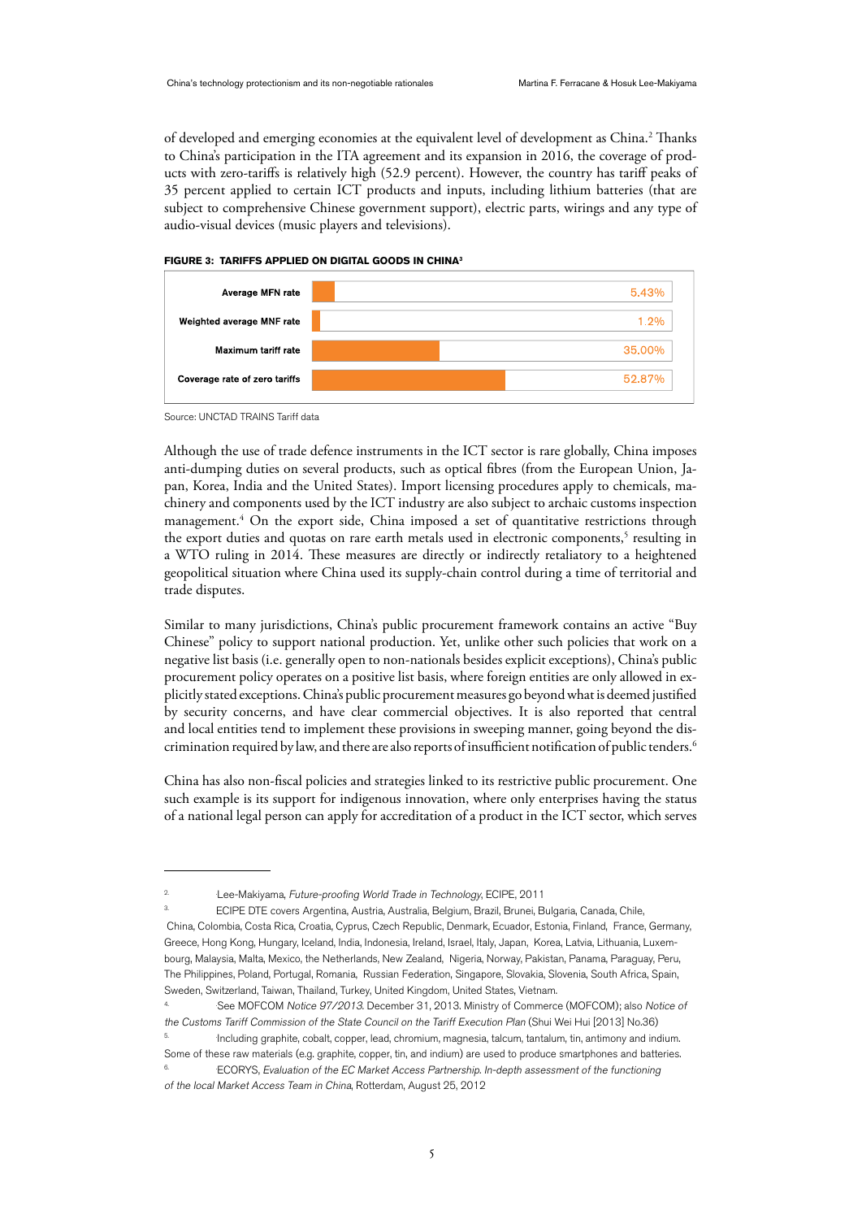of developed and emerging economies at the equivalent level of development as China.[2] Thanks to China's participation in the ITA agreement and its expansion in 2016, the coverage of products with zero-tariffs is relatively high (52.9 percent). However, the country has tariff peaks of 35 percent applied to certain ICT products and inputs, including lithium batteries (that are subject to comprehensive Chinese government support), electric parts, wirings and any type of audio-visual devices (music players and televisions).

**FIGURE 3: TARIFFS APPLIED ON DIGITAL GOODS IN CHINA[3]**

| | |
|---|---|
| Average MFN rate | 5.43% |
| Weighted average MNF rate | 1.2% |
| Maximum tariff rate | 35.00% |
| Coverage rate of zero tariffs | 52.87% |

Source: UNCTAD TRAINS Tariff data

Although the use of trade defence instruments in the ICT sector is rare globally, China imposes anti-dumping duties on several products, such as optical fibres (from the European Union, Japan, Korea, India and the United States). Import licensing procedures apply to chemicals, machinery and components used by the ICT industry are also subject to archaic customs inspection management.[4] On the export side, China imposed a set of quantitative restrictions through the export duties and quotas on rare earth metals used in electronic components,[5] resulting in a WTO ruling in 2014. These measures are directly or indirectly retaliatory to a heightened geopolitical situation where China used its supply-chain control during a time of territorial and trade disputes.

Similar to many jurisdictions, China's public procurement framework contains an active "Buy Chinese" policy to support national production. Yet, unlike other such policies that work on a negative list basis (i.e. generally open to non-nationals besides explicit exceptions), China's public procurement policy operates on a positive list basis, where foreign entities are only allowed in explicitly stated exceptions. China's public procurement measures go beyond what is deemed justified by security concerns, and have clear commercial objectives. It is also reported that central and local entities tend to implement these provisions in sweeping manner, going beyond the discrimination required by law, and there are also reports of insufficient notification of public tenders.[6]

China has also non-fiscal policies and strategies linked to its restrictive public procurement. One such example is its support for indigenous innovation, where only enterprises having the status of a national legal person can apply for accreditation of a product in the ICT sector, which serves

---

2. Lee-Makiyama, *Future-proofing World Trade in Technology*, ECIPE, 2011

3. ECIPE DTE covers Argentina, Austria, Australia, Belgium, Brazil, Brunei, Bulgaria, Canada, Chile, China, Colombia, Costa Rica, Croatia, Cyprus, Czech Republic, Denmark, Ecuador, Estonia, Finland, France, Germany, Greece, Hong Kong, Hungary, Iceland, India, Indonesia, Ireland, Israel, Italy, Japan, Korea, Latvia, Lithuania, Luxembourg, Malaysia, Malta, Mexico, the Netherlands, New Zealand, Nigeria, Norway, Pakistan, Panama, Paraguay, Peru, The Philippines, Poland, Portugal, Romania, Russian Federation, Singapore, Slovakia, Slovenia, South Africa, Spain, Sweden, Switzerland, Taiwan, Thailand, Turkey, United Kingdom, United States, Vietnam.

4. See MOFCOM *Notice 97/2013*. December 31, 2013. Ministry of Commerce (MOFCOM); also *Notice of the Customs Tariff Commission of the State Council on the Tariff Execution Plan* (Shui Wei Hui [2013] No.36)

5. Including graphite, cobalt, copper, lead, chromium, magnesia, talcum, tantalum, tin, antimony and indium. Some of these raw materials (e.g. graphite, copper, tin, and indium) are used to produce smartphones and batteries.

6. ECORYS, *Evaluation of the EC Market Access Partnership. In-depth assessment of the functioning of the local Market Access Team in China*, Rotterdam, August 25, 2012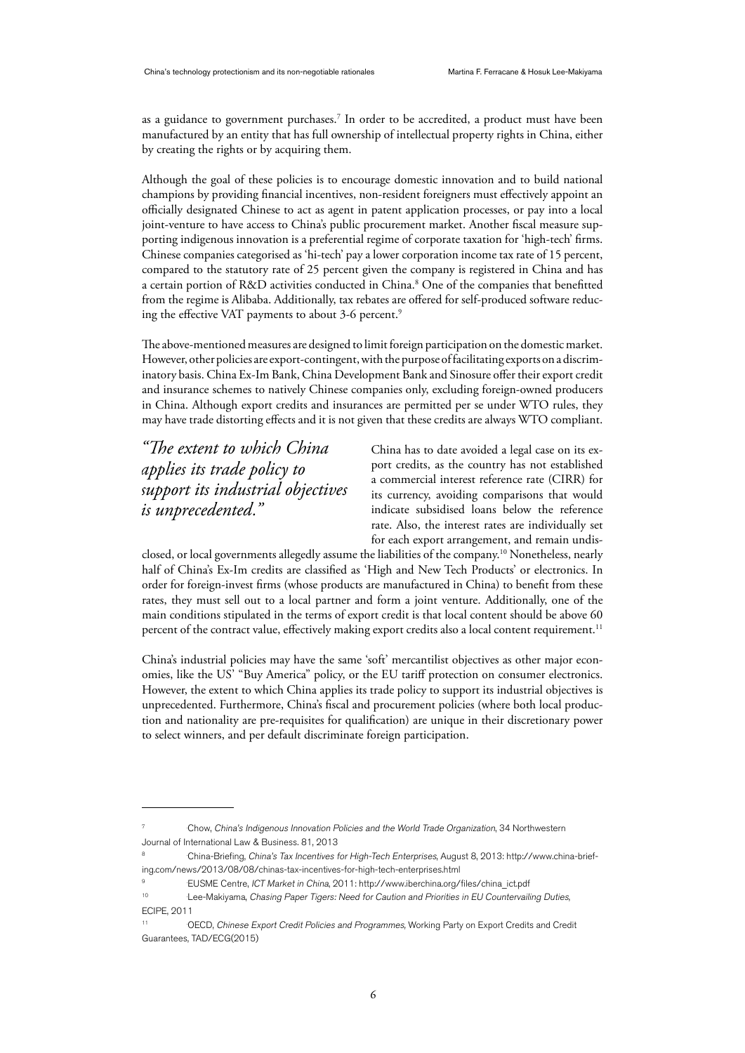as a guidance to government purchases.[7] In order to be accredited, a product must have been manufactured by an entity that has full ownership of intellectual property rights in China, either by creating the rights or by acquiring them.

Although the goal of these policies is to encourage domestic innovation and to build national champions by providing financial incentives, non-resident foreigners must effectively appoint an officially designated Chinese to act as agent in patent application processes, or pay into a local joint-venture to have access to China's public procurement market. Another fiscal measure supporting indigenous innovation is a preferential regime of corporate taxation for 'high-tech' firms. Chinese companies categorised as 'hi-tech' pay a lower corporation income tax rate of 15 percent, compared to the statutory rate of 25 percent given the company is registered in China and has a certain portion of R&D activities conducted in China.[8] One of the companies that benefitted from the regime is Alibaba. Additionally, tax rebates are offered for self-produced software reducing the effective VAT payments to about 3-6 percent.[9]

The above-mentioned measures are designed to limit foreign participation on the domestic market. However, other policies are export-contingent, with the purpose of facilitating exports on a discriminatory basis. China Ex-Im Bank, China Development Bank and Sinosure offer their export credit and insurance schemes to natively Chinese companies only, excluding foreign-owned producers in China. Although export credits and insurances are permitted per se under WTO rules, they may have trade distorting effects and it is not given that these credits are always WTO compliant.

*"The extent to which China applies its trade policy to support its industrial objectives is unprecedented."*

China has to date avoided a legal case on its export credits, as the country has not established a commercial interest reference rate (CIRR) for its currency, avoiding comparisons that would indicate subsidised loans below the reference rate. Also, the interest rates are individually set for each export arrangement, and remain undisclosed, or local governments allegedly assume the liabilities of the company.[10] Nonetheless, nearly half of China's Ex-Im credits are classified as 'High and New Tech Products' or electronics. In order for foreign-invest firms (whose products are manufactured in China) to benefit from these rates, they must sell out to a local partner and form a joint venture. Additionally, one of the main conditions stipulated in the terms of export credit is that local content should be above 60 percent of the contract value, effectively making export credits also a local content requirement.[11]

China's industrial policies may have the same 'soft' mercantilist objectives as other major economies, like the US' "Buy America" policy, or the EU tariff protection on consumer electronics. However, the extent to which China applies its trade policy to support its industrial objectives is unprecedented. Furthermore, China's fiscal and procurement policies (where both local production and nationality are pre-requisites for qualification) are unique in their discretionary power to select winners, and per default discriminate foreign participation.

---

[7] Chow, *China's Indigenous Innovation Policies and the World Trade Organization*, 34 Northwestern Journal of International Law & Business. 81, 2013

[8] China-Briefing, *China's Tax Incentives for High-Tech Enterprises*, August 8, 2013: http://www.china-briefing.com/news/2013/08/08/chinas-tax-incentives-for-high-tech-enterprises.html

[9] EUSME Centre, *ICT Market in China*, 2011: http://www.iberchina.org/files/china_ict.pdf

[10] Lee-Makiyama, *Chasing Paper Tigers: Need for Caution and Priorities in EU Countervailing Duties*, ECIPE, 2011

[11] OECD, *Chinese Export Credit Policies and Programmes*, Working Party on Export Credits and Credit Guarantees, TAD/ECG(2015)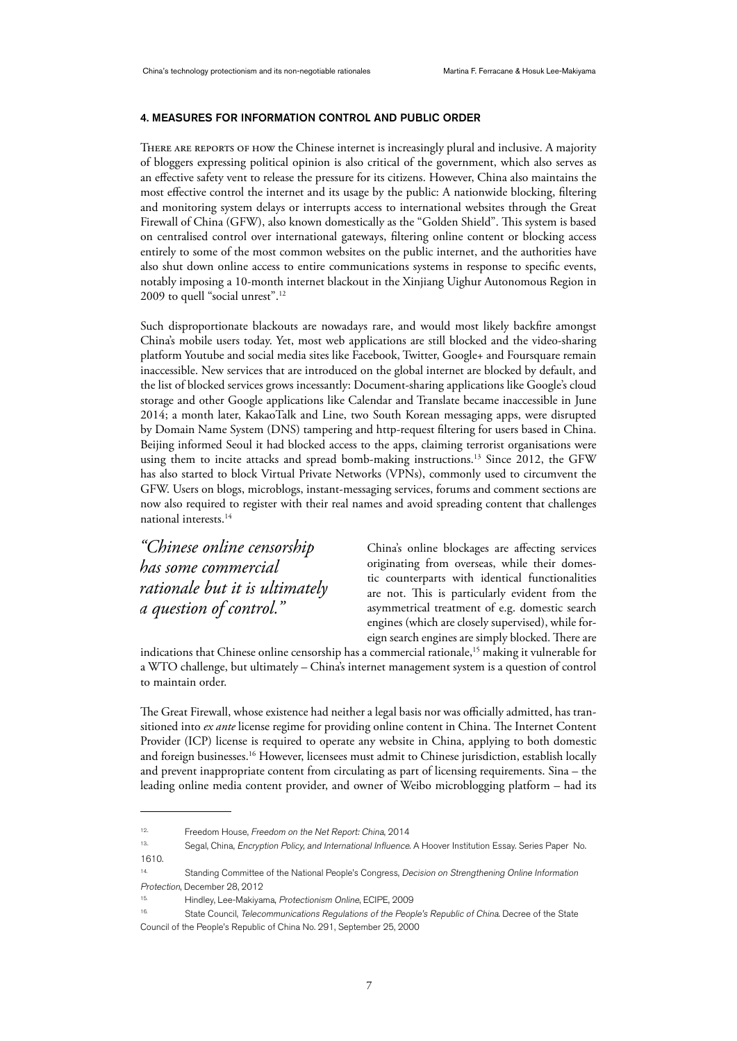## 4. MEASURES FOR INFORMATION CONTROL AND PUBLIC ORDER

There are reports of how the Chinese internet is increasingly plural and inclusive. A majority of bloggers expressing political opinion is also critical of the government, which also serves as an effective safety vent to release the pressure for its citizens. However, China also maintains the most effective control the internet and its usage by the public: A nationwide blocking, filtering and monitoring system delays or interrupts access to international websites through the Great Firewall of China (GFW), also known domestically as the "Golden Shield". This system is based on centralised control over international gateways, filtering online content or blocking access entirely to some of the most common websites on the public internet, and the authorities have also shut down online access to entire communications systems in response to specific events, notably imposing a 10-month internet blackout in the Xinjiang Uighur Autonomous Region in 2009 to quell "social unrest".[12]

Such disproportionate blackouts are nowadays rare, and would most likely backfire amongst China's mobile users today. Yet, most web applications are still blocked and the video-sharing platform Youtube and social media sites like Facebook, Twitter, Google+ and Foursquare remain inaccessible. New services that are introduced on the global internet are blocked by default, and the list of blocked services grows incessantly: Document-sharing applications like Google's cloud storage and other Google applications like Calendar and Translate became inaccessible in June 2014; a month later, KakaoTalk and Line, two South Korean messaging apps, were disrupted by Domain Name System (DNS) tampering and http-request filtering for users based in China. Beijing informed Seoul it had blocked access to the apps, claiming terrorist organisations were using them to incite attacks and spread bomb-making instructions.[13] Since 2012, the GFW has also started to block Virtual Private Networks (VPNs), commonly used to circumvent the GFW. Users on blogs, microblogs, instant-messaging services, forums and comment sections are now also required to register with their real names and avoid spreading content that challenges national interests.[14]

> *"Chinese online censorship has some commercial rationale but it is ultimately a question of control."*

China's online blockages are affecting services originating from overseas, while their domestic counterparts with identical functionalities are not. This is particularly evident from the asymmetrical treatment of e.g. domestic search engines (which are closely supervised), while foreign search engines are simply blocked. There are indications that Chinese online censorship has a commercial rationale,[15] making it vulnerable for a WTO challenge, but ultimately – China's internet management system is a question of control to maintain order.

The Great Firewall, whose existence had neither a legal basis nor was officially admitted, has transitioned into *ex ante* license regime for providing online content in China. The Internet Content Provider (ICP) license is required to operate any website in China, applying to both domestic and foreign businesses.[16] However, licensees must admit to Chinese jurisdiction, establish locally and prevent inappropriate content from circulating as part of licensing requirements. Sina – the leading online media content provider, and owner of Weibo microblogging platform – had its

---

12. Freedom House, *Freedom on the Net Report: China*, 2014

13. Segal, China, *Encryption Policy, and International Influence*. A Hoover Institution Essay. Series Paper No. 1610.

14. Standing Committee of the National People's Congress, *Decision on Strengthening Online Information Protection*, December 28, 2012

15. Hindley, Lee-Makiyama, *Protectionism Online*, ECIPE, 2009

16. State Council, *Telecommunications Regulations of the People's Republic of China*. Decree of the State Council of the People's Republic of China No. 291, September 25, 2000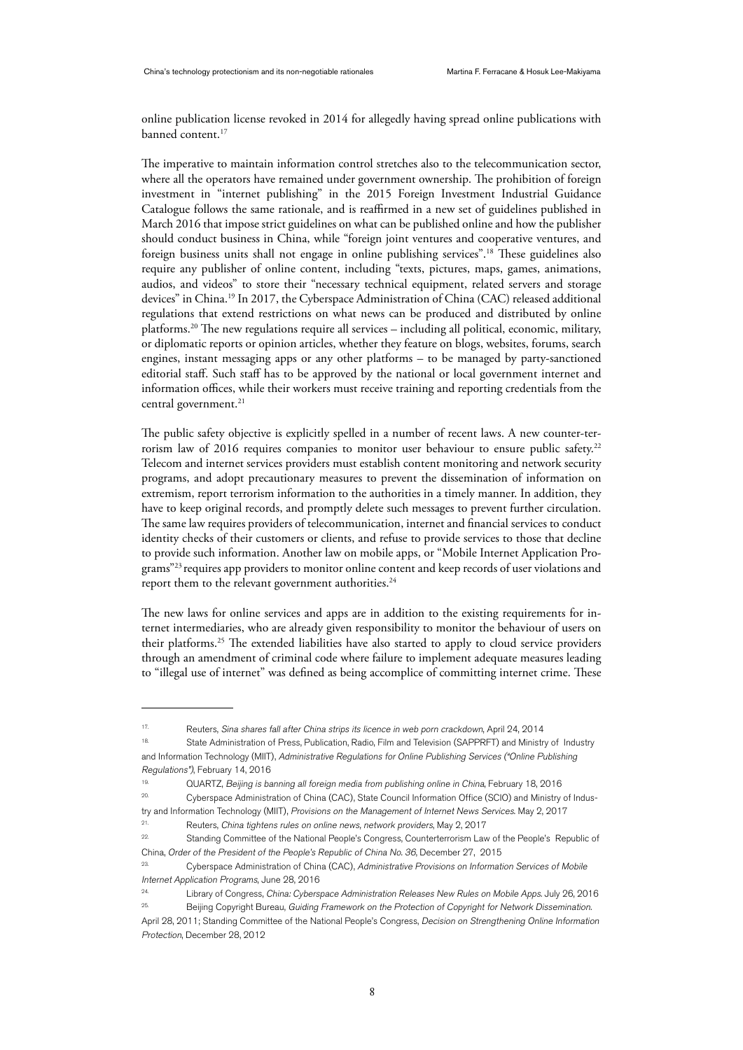online publication license revoked in 2014 for allegedly having spread online publications with banned content.[17]

The imperative to maintain information control stretches also to the telecommunication sector, where all the operators have remained under government ownership. The prohibition of foreign investment in "internet publishing" in the 2015 Foreign Investment Industrial Guidance Catalogue follows the same rationale, and is reaffirmed in a new set of guidelines published in March 2016 that impose strict guidelines on what can be published online and how the publisher should conduct business in China, while "foreign joint ventures and cooperative ventures, and foreign business units shall not engage in online publishing services".[18] These guidelines also require any publisher of online content, including "texts, pictures, maps, games, animations, audios, and videos" to store their "necessary technical equipment, related servers and storage devices" in China.[19] In 2017, the Cyberspace Administration of China (CAC) released additional regulations that extend restrictions on what news can be produced and distributed by online platforms.[20] The new regulations require all services – including all political, economic, military, or diplomatic reports or opinion articles, whether they feature on blogs, websites, forums, search engines, instant messaging apps or any other platforms – to be managed by party-sanctioned editorial staff. Such staff has to be approved by the national or local government internet and information offices, while their workers must receive training and reporting credentials from the central government.[21]

The public safety objective is explicitly spelled in a number of recent laws. A new counter-terrorism law of 2016 requires companies to monitor user behaviour to ensure public safety.[22] Telecom and internet services providers must establish content monitoring and network security programs, and adopt precautionary measures to prevent the dissemination of information on extremism, report terrorism information to the authorities in a timely manner. In addition, they have to keep original records, and promptly delete such messages to prevent further circulation. The same law requires providers of telecommunication, internet and financial services to conduct identity checks of their customers or clients, and refuse to provide services to those that decline to provide such information. Another law on mobile apps, or "Mobile Internet Application Programs"[23] requires app providers to monitor online content and keep records of user violations and report them to the relevant government authorities.[24]

The new laws for online services and apps are in addition to the existing requirements for internet intermediaries, who are already given responsibility to monitor the behaviour of users on their platforms.[25] The extended liabilities have also started to apply to cloud service providers through an amendment of criminal code where failure to implement adequate measures leading to "illegal use of internet" was defined as being accomplice of committing internet crime. These

---

17. Reuters, *Sina shares fall after China strips its licence in web porn crackdown*, April 24, 2014

18. State Administration of Press, Publication, Radio, Film and Television (SAPPRFT) and Ministry of Industry and Information Technology (MIIT), *Administrative Regulations for Online Publishing Services ("Online Publishing Regulations")*, February 14, 2016

19. QUARTZ, *Beijing is banning all foreign media from publishing online in China*, February 18, 2016

20. Cyberspace Administration of China (CAC), State Council Information Office (SCIO) and Ministry of Industry and Information Technology (MIIT), *Provisions on the Management of Internet News Services*. May 2, 2017

21. Reuters, *China tightens rules on online news, network providers*, May 2, 2017

22. Standing Committee of the National People's Congress, Counterterrorism Law of the People's Republic of China, *Order of the President of the People's Republic of China No. 36*, December 27, 2015

23. Cyberspace Administration of China (CAC), *Administrative Provisions on Information Services of Mobile Internet Application Programs*, June 28, 2016

24. Library of Congress, *China: Cyberspace Administration Releases New Rules on Mobile Apps*. July 26, 2016

25. Beijing Copyright Bureau, *Guiding Framework on the Protection of Copyright for Network Dissemination*. April 28, 2011; Standing Committee of the National People's Congress, *Decision on Strengthening Online Information Protection*, December 28, 2012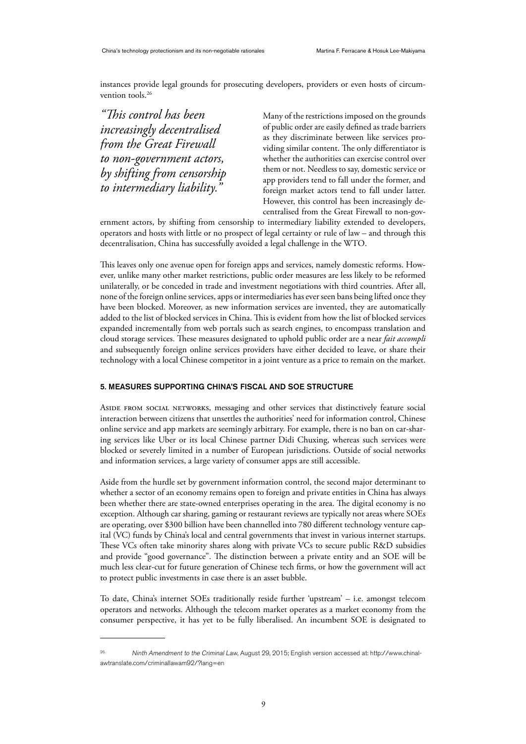instances provide legal grounds for prosecuting developers, providers or even hosts of circumvention tools.[26]

> *"This control has been increasingly decentralised from the Great Firewall to non-government actors, by shifting from censorship to intermediary liability."*

Many of the restrictions imposed on the grounds of public order are easily defined as trade barriers as they discriminate between like services providing similar content. The only differentiator is whether the authorities can exercise control over them or not. Needless to say, domestic service or app providers tend to fall under the former, and foreign market actors tend to fall under latter. However, this control has been increasingly decentralised from the Great Firewall to non-government actors, by shifting from censorship to intermediary liability extended to developers, operators and hosts with little or no prospect of legal certainty or rule of law – and through this decentralisation, China has successfully avoided a legal challenge in the WTO.

This leaves only one avenue open for foreign apps and services, namely domestic reforms. However, unlike many other market restrictions, public order measures are less likely to be reformed unilaterally, or be conceded in trade and investment negotiations with third countries. After all, none of the foreign online services, apps or intermediaries has ever seen bans being lifted once they have been blocked. Moreover, as new information services are invented, they are automatically added to the list of blocked services in China. This is evident from how the list of blocked services expanded incrementally from web portals such as search engines, to encompass translation and cloud storage services. These measures designated to uphold public order are a near *fait accompli* and subsequently foreign online services providers have either decided to leave, or share their technology with a local Chinese competitor in a joint venture as a price to remain on the market.

## 5. MEASURES SUPPORTING CHINA'S FISCAL AND SOE STRUCTURE

Aside from social networks, messaging and other services that distinctively feature social interaction between citizens that unsettles the authorities' need for information control, Chinese online service and app markets are seemingly arbitrary. For example, there is no ban on car-sharing services like Uber or its local Chinese partner Didi Chuxing, whereas such services were blocked or severely limited in a number of European jurisdictions. Outside of social networks and information services, a large variety of consumer apps are still accessible.

Aside from the hurdle set by government information control, the second major determinant to whether a sector of an economy remains open to foreign and private entities in China has always been whether there are state-owned enterprises operating in the area. The digital economy is no exception. Although car sharing, gaming or restaurant reviews are typically not areas where SOEs are operating, over \$300 billion have been channelled into 780 different technology venture capital (VC) funds by China's local and central governments that invest in various internet startups. These VCs often take minority shares along with private VCs to secure public R&D subsidies and provide "good governance". The distinction between a private entity and an SOE will be much less clear-cut for future generation of Chinese tech firms, or how the government will act to protect public investments in case there is an asset bubble.

To date, China's internet SOEs traditionally reside further 'upstream' – i.e. amongst telecom operators and networks. Although the telecom market operates as a market economy from the consumer perspective, it has yet to be fully liberalised. An incumbent SOE is designated to

---

[26] *Ninth Amendment to the Criminal Law*, August 29, 2015; English version accessed at: http://www.chinalawtranslate.com/criminallawam92/?lang=en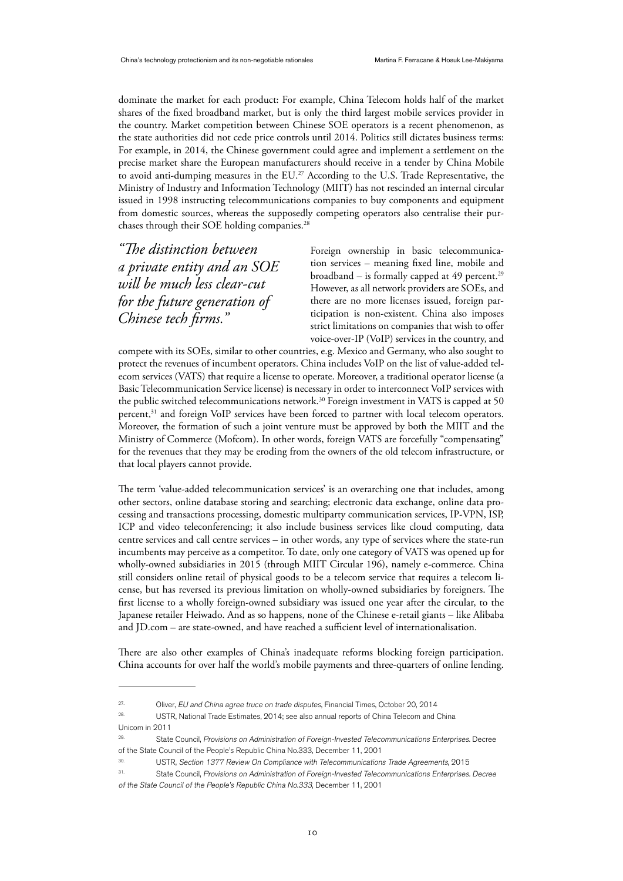dominate the market for each product: For example, China Telecom holds half of the market shares of the fixed broadband market, but is only the third largest mobile services provider in the country. Market competition between Chinese SOE operators is a recent phenomenon, as the state authorities did not cede price controls until 2014. Politics still dictates business terms: For example, in 2014, the Chinese government could agree and implement a settlement on the precise market share the European manufacturers should receive in a tender by China Mobile to avoid anti-dumping measures in the EU.[27] According to the U.S. Trade Representative, the Ministry of Industry and Information Technology (MIIT) has not rescinded an internal circular issued in 1998 instructing telecommunications companies to buy components and equipment from domestic sources, whereas the supposedly competing operators also centralise their purchases through their SOE holding companies.[28]

> *"The distinction between a private entity and an SOE will be much less clear-cut for the future generation of Chinese tech firms."*

Foreign ownership in basic telecommunication services – meaning fixed line, mobile and broadband – is formally capped at 49 percent.[29] However, as all network providers are SOEs, and there are no more licenses issued, foreign participation is non-existent. China also imposes strict limitations on companies that wish to offer voice-over-IP (VoIP) services in the country, and compete with its SOEs, similar to other countries, e.g. Mexico and Germany, who also sought to protect the revenues of incumbent operators. China includes VoIP on the list of value-added telecom services (VATS) that require a license to operate. Moreover, a traditional operator license (a Basic Telecommunication Service license) is necessary in order to interconnect VoIP services with the public switched telecommunications network.[30] Foreign investment in VATS is capped at 50 percent,[31] and foreign VoIP services have been forced to partner with local telecom operators. Moreover, the formation of such a joint venture must be approved by both the MIIT and the Ministry of Commerce (Mofcom). In other words, foreign VATS are forcefully "compensating" for the revenues that they may be eroding from the owners of the old telecom infrastructure, or that local players cannot provide.

The term 'value-added telecommunication services' is an overarching one that includes, among other sectors, online database storing and searching; electronic data exchange, online data processing and transactions processing, domestic multiparty communication services, IP-VPN, ISP, ICP and video teleconferencing; it also include business services like cloud computing, data centre services and call centre services – in other words, any type of services where the state-run incumbents may perceive as a competitor. To date, only one category of VATS was opened up for wholly-owned subsidiaries in 2015 (through MIIT Circular 196), namely e-commerce. China still considers online retail of physical goods to be a telecom service that requires a telecom license, but has reversed its previous limitation on wholly-owned subsidiaries by foreigners. The first license to a wholly foreign-owned subsidiary was issued one year after the circular, to the Japanese retailer Heiwado. And as so happens, none of the Chinese e-retail giants – like Alibaba and JD.com – are state-owned, and have reached a sufficient level of internationalisation.

There are also other examples of China's inadequate reforms blocking foreign participation. China accounts for over half the world's mobile payments and three-quarters of online lending.

---

27. Oliver, *EU and China agree truce on trade disputes*, Financial Times, October 20, 2014

28. USTR, National Trade Estimates, 2014; see also annual reports of China Telecom and China Unicom in 2011

29. State Council, *Provisions on Administration of Foreign-Invested Telecommunications Enterprises*. Decree of the State Council of the People's Republic China No.333, December 11, 2001

30. USTR, *Section 1377 Review On Compliance with Telecommunications Trade Agreements*, 2015

31. State Council, *Provisions on Administration of Foreign-Invested Telecommunications Enterprises. Decree of the State Council of the People's Republic China No.333*, December 11, 2001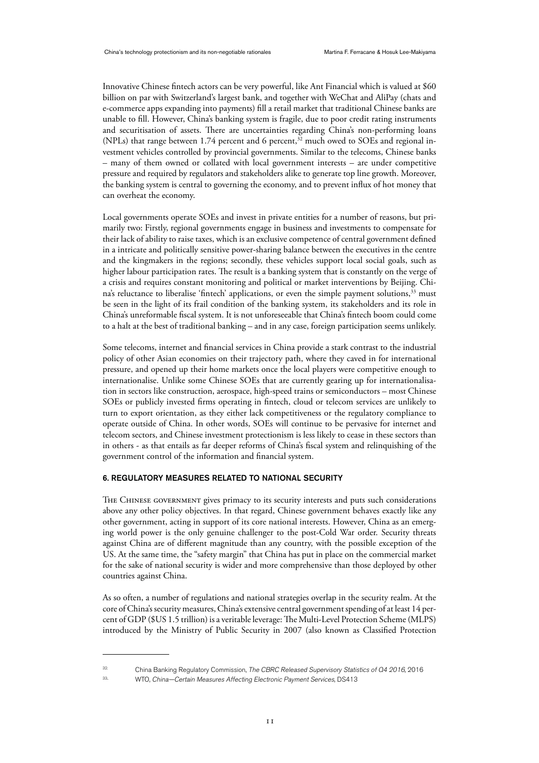Innovative Chinese fintech actors can be very powerful, like Ant Financial which is valued at $60 billion on par with Switzerland's largest bank, and together with WeChat and AliPay (chats and e-commerce apps expanding into payments) fill a retail market that traditional Chinese banks are unable to fill. However, China's banking system is fragile, due to poor credit rating instruments and securitisation of assets. There are uncertainties regarding China's non-performing loans (NPLs) that range between 1.74 percent and 6 percent,[32] much owed to SOEs and regional investment vehicles controlled by provincial governments. Similar to the telecoms, Chinese banks – many of them owned or collated with local government interests – are under competitive pressure and required by regulators and stakeholders alike to generate top line growth. Moreover, the banking system is central to governing the economy, and to prevent influx of hot money that can overheat the economy.

Local governments operate SOEs and invest in private entities for a number of reasons, but primarily two: Firstly, regional governments engage in business and investments to compensate for their lack of ability to raise taxes, which is an exclusive competence of central government defined in a intricate and politically sensitive power-sharing balance between the executives in the centre and the kingmakers in the regions; secondly, these vehicles support local social goals, such as higher labour participation rates. The result is a banking system that is constantly on the verge of a crisis and requires constant monitoring and political or market interventions by Beijing. China's reluctance to liberalise 'fintech' applications, or even the simple payment solutions,[33] must be seen in the light of its frail condition of the banking system, its stakeholders and its role in China's unreformable fiscal system. It is not unforeseeable that China's fintech boom could come to a halt at the best of traditional banking – and in any case, foreign participation seems unlikely.

Some telecoms, internet and financial services in China provide a stark contrast to the industrial policy of other Asian economies on their trajectory path, where they caved in for international pressure, and opened up their home markets once the local players were competitive enough to internationalise. Unlike some Chinese SOEs that are currently gearing up for internationalisation in sectors like construction, aerospace, high-speed trains or semiconductors – most Chinese SOEs or publicly invested firms operating in fintech, cloud or telecom services are unlikely to turn to export orientation, as they either lack competitiveness or the regulatory compliance to operate outside of China. In other words, SOEs will continue to be pervasive for internet and telecom sectors, and Chinese investment protectionism is less likely to cease in these sectors than in others - as that entails as far deeper reforms of China's fiscal system and relinquishing of the government control of the information and financial system.

## 6. REGULATORY MEASURES RELATED TO NATIONAL SECURITY

The Chinese government gives primacy to its security interests and puts such considerations above any other policy objectives. In that regard, Chinese government behaves exactly like any other government, acting in support of its core national interests. However, China as an emerging world power is the only genuine challenger to the post-Cold War order. Security threats against China are of different magnitude than any country, with the possible exception of the US. At the same time, the "safety margin" that China has put in place on the commercial market for the sake of national security is wider and more comprehensive than those deployed by other countries against China.

As so often, a number of regulations and national strategies overlap in the security realm. At the core of China's security measures, China's extensive central government spending of at least 14 percent of GDP ($US 1.5 trillion) is a veritable leverage: The Multi-Level Protection Scheme (MLPS) introduced by the Ministry of Public Security in 2007 (also known as Classified Protection

---

[32] China Banking Regulatory Commission, *The CBRC Released Supervisory Statistics of Q4 2016*, 2016

[33] WTO, *China—Certain Measures Affecting Electronic Payment Services*, DS413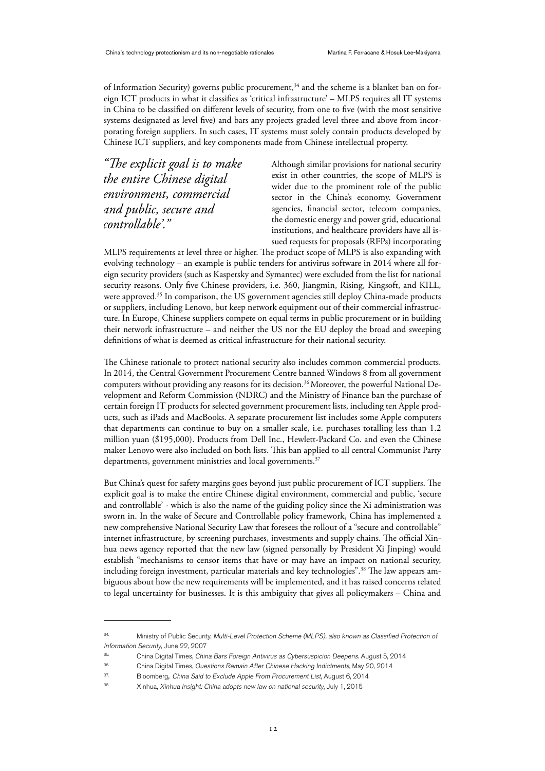of Information Security) governs public procurement,[34] and the scheme is a blanket ban on foreign ICT products in what it classifies as 'critical infrastructure' – MLPS requires all IT systems in China to be classified on different levels of security, from one to five (with the most sensitive systems designated as level five) and bars any projects graded level three and above from incorporating foreign suppliers. In such cases, IT systems must solely contain products developed by Chinese ICT suppliers, and key components made from Chinese intellectual property.

*"The explicit goal is to make the entire Chinese digital environment, commercial and public, secure and controllable'."*

Although similar provisions for national security exist in other countries, the scope of MLPS is wider due to the prominent role of the public sector in the China's economy. Government agencies, financial sector, telecom companies, the domestic energy and power grid, educational institutions, and healthcare providers have all issued requests for proposals (RFPs) incorporating MLPS requirements at level three or higher. The product scope of MLPS is also expanding with evolving technology – an example is public tenders for antivirus software in 2014 where all foreign security providers (such as Kaspersky and Symantec) were excluded from the list for national security reasons. Only five Chinese providers, i.e. 360, Jiangmin, Rising, Kingsoft, and KILL, were approved.[35] In comparison, the US government agencies still deploy China-made products or suppliers, including Lenovo, but keep network equipment out of their commercial infrastructure. In Europe, Chinese suppliers compete on equal terms in public procurement or in building their network infrastructure – and neither the US nor the EU deploy the broad and sweeping definitions of what is deemed as critical infrastructure for their national security.

The Chinese rationale to protect national security also includes common commercial products. In 2014, the Central Government Procurement Centre banned Windows 8 from all government computers without providing any reasons for its decision.[36] Moreover, the powerful National Development and Reform Commission (NDRC) and the Ministry of Finance ban the purchase of certain foreign IT products for selected government procurement lists, including ten Apple products, such as iPads and MacBooks. A separate procurement list includes some Apple computers that departments can continue to buy on a smaller scale, i.e. purchases totalling less than 1.2 million yuan ($195,000). Products from Dell Inc., Hewlett-Packard Co. and even the Chinese maker Lenovo were also included on both lists. This ban applied to all central Communist Party departments, government ministries and local governments.[37]

But China's quest for safety margins goes beyond just public procurement of ICT suppliers. The explicit goal is to make the entire Chinese digital environment, commercial and public, 'secure and controllable' - which is also the name of the guiding policy since the Xi administration was sworn in. In the wake of Secure and Controllable policy framework, China has implemented a new comprehensive National Security Law that foresees the rollout of a "secure and controllable" internet infrastructure, by screening purchases, investments and supply chains. The official Xinhua news agency reported that the new law (signed personally by President Xi Jinping) would establish "mechanisms to censor items that have or may have an impact on national security, including foreign investment, particular materials and key technologies".[38] The law appears ambiguous about how the new requirements will be implemented, and it has raised concerns related to legal uncertainty for businesses. It is this ambiguity that gives all policymakers – China and

---

[34] Ministry of Public Security, *Multi-Level Protection Scheme (MLPS), also known as Classified Protection of Information Security*, June 22, 2007

[35] China Digital Times, *China Bars Foreign Antivirus as Cybersuspicion Deepens*. August 5, 2014

[36] China Digital Times, *Questions Remain After Chinese Hacking Indictments*, May 20, 2014

[37] Bloomberg,. *China Said to Exclude Apple From Procurement List*, August 6, 2014

[38] Xinhua, *Xinhua Insight: China adopts new law on national security*, July 1, 2015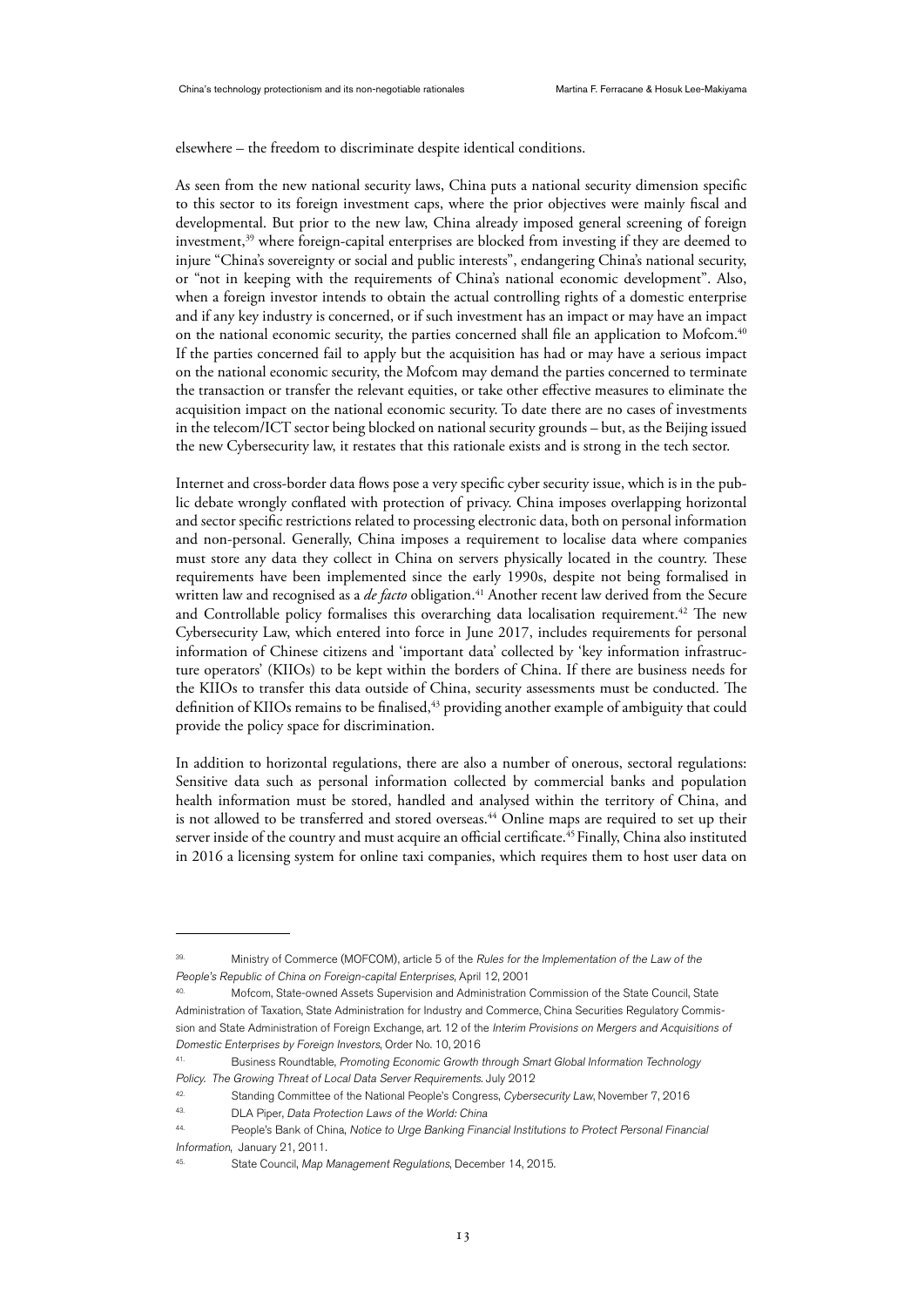elsewhere – the freedom to discriminate despite identical conditions.

As seen from the new national security laws, China puts a national security dimension specific to this sector to its foreign investment caps, where the prior objectives were mainly fiscal and developmental. But prior to the new law, China already imposed general screening of foreign investment,[39] where foreign-capital enterprises are blocked from investing if they are deemed to injure "China's sovereignty or social and public interests", endangering China's national security, or "not in keeping with the requirements of China's national economic development". Also, when a foreign investor intends to obtain the actual controlling rights of a domestic enterprise and if any key industry is concerned, or if such investment has an impact or may have an impact on the national economic security, the parties concerned shall file an application to Mofcom.[40] If the parties concerned fail to apply but the acquisition has had or may have a serious impact on the national economic security, the Mofcom may demand the parties concerned to terminate the transaction or transfer the relevant equities, or take other effective measures to eliminate the acquisition impact on the national economic security. To date there are no cases of investments in the telecom/ICT sector being blocked on national security grounds – but, as the Beijing issued the new Cybersecurity law, it restates that this rationale exists and is strong in the tech sector.

Internet and cross-border data flows pose a very specific cyber security issue, which is in the public debate wrongly conflated with protection of privacy. China imposes overlapping horizontal and sector specific restrictions related to processing electronic data, both on personal information and non-personal. Generally, China imposes a requirement to localise data where companies must store any data they collect in China on servers physically located in the country. These requirements have been implemented since the early 1990s, despite not being formalised in written law and recognised as a *de facto* obligation.[41] Another recent law derived from the Secure and Controllable policy formalises this overarching data localisation requirement.[42] The new Cybersecurity Law, which entered into force in June 2017, includes requirements for personal information of Chinese citizens and 'important data' collected by 'key information infrastructure operators' (KIIOs) to be kept within the borders of China. If there are business needs for the KIIOs to transfer this data outside of China, security assessments must be conducted. The definition of KIIOs remains to be finalised,[43] providing another example of ambiguity that could provide the policy space for discrimination.

In addition to horizontal regulations, there are also a number of onerous, sectoral regulations: Sensitive data such as personal information collected by commercial banks and population health information must be stored, handled and analysed within the territory of China, and is not allowed to be transferred and stored overseas.[44] Online maps are required to set up their server inside of the country and must acquire an official certificate.[45] Finally, China also instituted in 2016 a licensing system for online taxi companies, which requires them to host user data on

---

39. Ministry of Commerce (MOFCOM), article 5 of the *Rules for the Implementation of the Law of the People's Republic of China on Foreign-capital Enterprises*, April 12, 2001

40. Mofcom, State-owned Assets Supervision and Administration Commission of the State Council, State Administration of Taxation, State Administration for Industry and Commerce, China Securities Regulatory Commission and State Administration of Foreign Exchange, art. 12 of the *Interim Provisions on Mergers and Acquisitions of Domestic Enterprises by Foreign Investors*, Order No. 10, 2016

41. Business Roundtable, *Promoting Economic Growth through Smart Global Information Technology Policy. The Growing Threat of Local Data Server Requirements*. July 2012

42. Standing Committee of the National People's Congress, *Cybersecurity Law*, November 7, 2016

43. DLA Piper, *Data Protection Laws of the World: China*

44. People's Bank of China, *Notice to Urge Banking Financial Institutions to Protect Personal Financial Information*, January 21, 2011.

45. State Council, *Map Management Regulations*, December 14, 2015.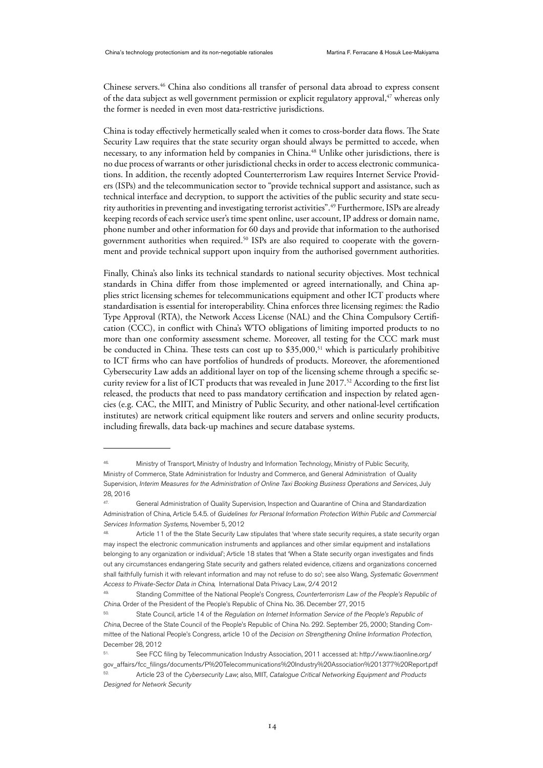Chinese servers.[46] China also conditions all transfer of personal data abroad to express consent of the data subject as well government permission or explicit regulatory approval,[47] whereas only the former is needed in even most data-restrictive jurisdictions.

China is today effectively hermetically sealed when it comes to cross-border data flows. The State Security Law requires that the state security organ should always be permitted to accede, when necessary, to any information held by companies in China.[48] Unlike other jurisdictions, there is no due process of warrants or other jurisdictional checks in order to access electronic communications. In addition, the recently adopted Counterterrorism Law requires Internet Service Providers (ISPs) and the telecommunication sector to "provide technical support and assistance, such as technical interface and decryption, to support the activities of the public security and state security authorities in preventing and investigating terrorist activities".[49] Furthermore, ISPs are already keeping records of each service user's time spent online, user account, IP address or domain name, phone number and other information for 60 days and provide that information to the authorised government authorities when required.[50] ISPs are also required to cooperate with the government and provide technical support upon inquiry from the authorised government authorities.

Finally, China's also links its technical standards to national security objectives. Most technical standards in China differ from those implemented or agreed internationally, and China applies strict licensing schemes for telecommunications equipment and other ICT products where standardisation is essential for interoperability. China enforces three licensing regimes: the Radio Type Approval (RTA), the Network Access License (NAL) and the China Compulsory Certification (CCC), in conflict with China's WTO obligations of limiting imported products to no more than one conformity assessment scheme. Moreover, all testing for the CCC mark must be conducted in China. These tests can cost up to $35,000,[51] which is particularly prohibitive to ICT firms who can have portfolios of hundreds of products. Moreover, the aforementioned Cybersecurity Law adds an additional layer on top of the licensing scheme through a specific security review for a list of ICT products that was revealed in June 2017.[52] According to the first list released, the products that need to pass mandatory certification and inspection by related agencies (e.g. CAC, the MIIT, and Ministry of Public Security, and other national-level certification institutes) are network critical equipment like routers and servers and online security products, including firewalls, data back-up machines and secure database systems.

---

46. Ministry of Transport, Ministry of Industry and Information Technology, Ministry of Public Security, Ministry of Commerce, State Administration for Industry and Commerce, and General Administration of Quality Supervision, *Interim Measures for the Administration of Online Taxi Booking Business Operations and Services*, July 28, 2016

47. General Administration of Quality Supervision, Inspection and Quarantine of China and Standardization Administration of China, Article 5.4.5. of *Guidelines for Personal Information Protection Within Public and Commercial Services Information Systems*, November 5, 2012

48. Article 11 of the the State Security Law stipulates that 'where state security requires, a state security organ may inspect the electronic communication instruments and appliances and other similar equipment and installations belonging to any organization or individual'; Article 18 states that 'When a State security organ investigates and finds out any circumstances endangering State security and gathers related evidence, citizens and organizations concerned shall faithfully furnish it with relevant information and may not refuse to do so'; see also Wang, *Systematic Government Access to Private-Sector Data in China*, International Data Privacy Law, 2/4 2012

49. Standing Committee of the National People's Congress, *Counterterrorism Law of the People's Republic of China*. Order of the President of the People's Republic of China No. 36. December 27, 2015

50. State Council, article 14 of the *Regulation on Internet Information Service of the People's Republic of China*, Decree of the State Council of the People's Republic of China No. 292. September 25, 2000; Standing Committee of the National People's Congress, article 10 of the *Decision on Strengthening Online Information Protection*, December 28, 2012

51. See FCC filing by Telecommunication Industry Association, 2011 accessed at: http://www.tiaonline.org/gov_affairs/fcc_filings/documents/P%20Telecommunications%20Industry%20Association%201377%20Report.pdf

52. Article 23 of the *Cybersecurity Law*; also, MIIT, *Catalogue Critical Networking Equipment and Products Designed for Network Security*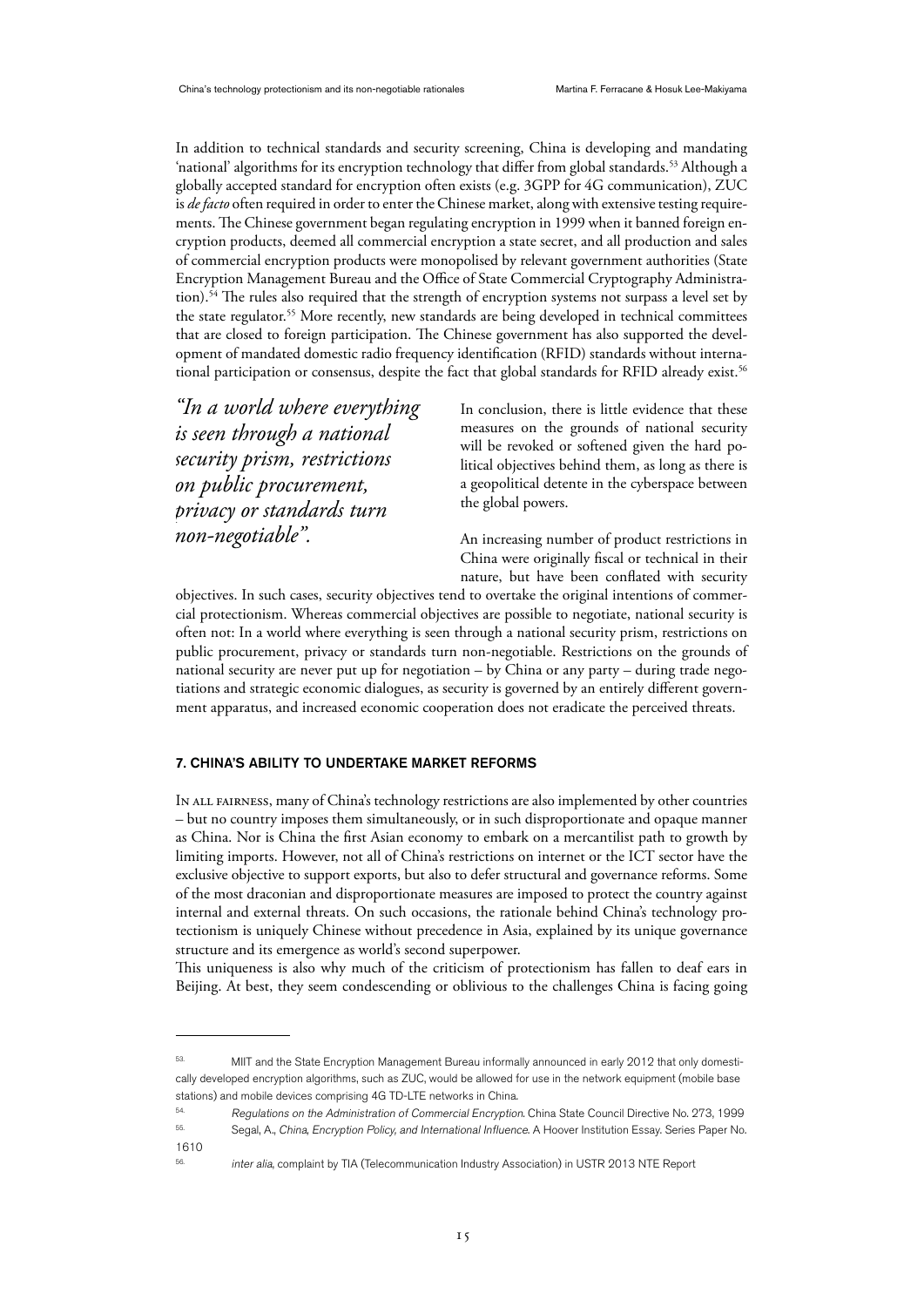In addition to technical standards and security screening, China is developing and mandating 'national' algorithms for its encryption technology that differ from global standards.[53] Although a globally accepted standard for encryption often exists (e.g. 3GPP for 4G communication), ZUC is *de facto* often required in order to enter the Chinese market, along with extensive testing requirements. The Chinese government began regulating encryption in 1999 when it banned foreign encryption products, deemed all commercial encryption a state secret, and all production and sales of commercial encryption products were monopolised by relevant government authorities (State Encryption Management Bureau and the Office of State Commercial Cryptography Administration).[54] The rules also required that the strength of encryption systems not surpass a level set by the state regulator.[55] More recently, new standards are being developed in technical committees that are closed to foreign participation. The Chinese government has also supported the development of mandated domestic radio frequency identification (RFID) standards without international participation or consensus, despite the fact that global standards for RFID already exist.[56]

> *"In a world where everything is seen through a national security prism, restrictions on public procurement, privacy or standards turn non-negotiable".*

In conclusion, there is little evidence that these measures on the grounds of national security will be revoked or softened given the hard political objectives behind them, as long as there is a geopolitical detente in the cyberspace between the global powers.

An increasing number of product restrictions in China were originally fiscal or technical in their nature, but have been conflated with security objectives. In such cases, security objectives tend to overtake the original intentions of commercial protectionism. Whereas commercial objectives are possible to negotiate, national security is often not: In a world where everything is seen through a national security prism, restrictions on public procurement, privacy or standards turn non-negotiable. Restrictions on the grounds of national security are never put up for negotiation – by China or any party – during trade negotiations and strategic economic dialogues, as security is governed by an entirely different government apparatus, and increased economic cooperation does not eradicate the perceived threats.

## 7. CHINA'S ABILITY TO UNDERTAKE MARKET REFORMS

In all fairness, many of China's technology restrictions are also implemented by other countries – but no country imposes them simultaneously, or in such disproportionate and opaque manner as China. Nor is China the first Asian economy to embark on a mercantilist path to growth by limiting imports. However, not all of China's restrictions on internet or the ICT sector have the exclusive objective to support exports, but also to defer structural and governance reforms. Some of the most draconian and disproportionate measures are imposed to protect the country against internal and external threats. On such occasions, the rationale behind China's technology protectionism is uniquely Chinese without precedence in Asia, explained by its unique governance structure and its emergence as world's second superpower.

This uniqueness is also why much of the criticism of protectionism has fallen to deaf ears in Beijing. At best, they seem condescending or oblivious to the challenges China is facing going

---

[53] MIIT and the State Encryption Management Bureau informally announced in early 2012 that only domestically developed encryption algorithms, such as ZUC, would be allowed for use in the network equipment (mobile base stations) and mobile devices comprising 4G TD-LTE networks in China.

[54] *Regulations on the Administration of Commercial Encryption*. China State Council Directive No. 273, 1999

[55] Segal, A., *China, Encryption Policy, and International Influence*. A Hoover Institution Essay. Series Paper No. 1610

[56] *inter alia*, complaint by TIA (Telecommunication Industry Association) in USTR 2013 NTE Report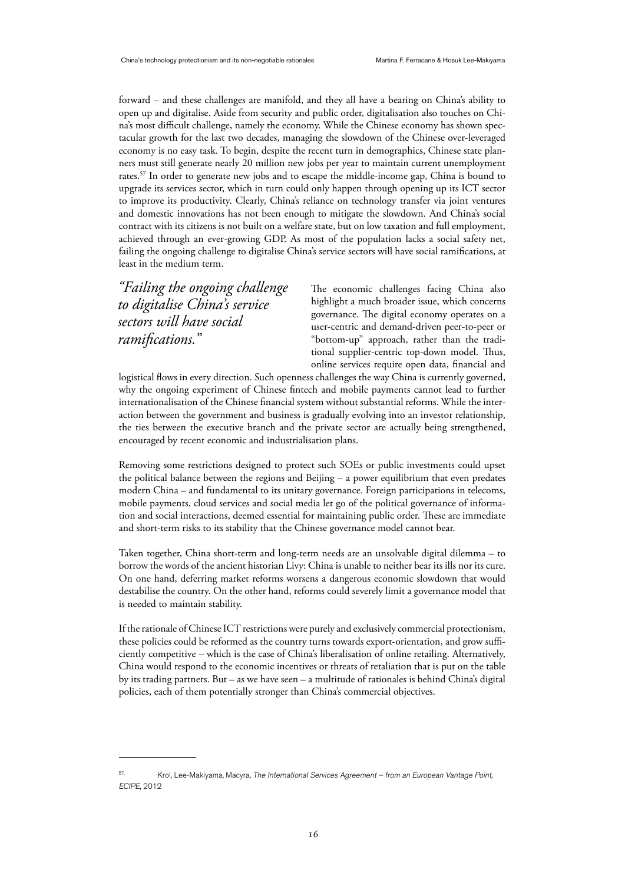forward – and these challenges are manifold, and they all have a bearing on China's ability to open up and digitalise. Aside from security and public order, digitalisation also touches on China's most difficult challenge, namely the economy. While the Chinese economy has shown spectacular growth for the last two decades, managing the slowdown of the Chinese over-leveraged economy is no easy task. To begin, despite the recent turn in demographics, Chinese state planners must still generate nearly 20 million new jobs per year to maintain current unemployment rates.[57] In order to generate new jobs and to escape the middle-income gap, China is bound to upgrade its services sector, which in turn could only happen through opening up its ICT sector to improve its productivity. Clearly, China's reliance on technology transfer via joint ventures and domestic innovations has not been enough to mitigate the slowdown. And China's social contract with its citizens is not built on a welfare state, but on low taxation and full employment, achieved through an ever-growing GDP. As most of the population lacks a social safety net, failing the ongoing challenge to digitalise China's service sectors will have social ramifications, at least in the medium term.

> *"Failing the ongoing challenge to digitalise China's service sectors will have social ramifications."*

The economic challenges facing China also highlight a much broader issue, which concerns governance. The digital economy operates on a user-centric and demand-driven peer-to-peer or "bottom-up" approach, rather than the traditional supplier-centric top-down model. Thus, online services require open data, financial and logistical flows in every direction. Such openness challenges the way China is currently governed, why the ongoing experiment of Chinese fintech and mobile payments cannot lead to further internationalisation of the Chinese financial system without substantial reforms. While the interaction between the government and business is gradually evolving into an investor relationship, the ties between the executive branch and the private sector are actually being strengthened, encouraged by recent economic and industrialisation plans.

Removing some restrictions designed to protect such SOEs or public investments could upset the political balance between the regions and Beijing – a power equilibrium that even predates modern China – and fundamental to its unitary governance. Foreign participations in telecoms, mobile payments, cloud services and social media let go of the political governance of information and social interactions, deemed essential for maintaining public order. These are immediate and short-term risks to its stability that the Chinese governance model cannot bear.

Taken together, China short-term and long-term needs are an unsolvable digital dilemma – to borrow the words of the ancient historian Livy: China is unable to neither bear its ills nor its cure. On one hand, deferring market reforms worsens a dangerous economic slowdown that would destabilise the country. On the other hand, reforms could severely limit a governance model that is needed to maintain stability.

If the rationale of Chinese ICT restrictions were purely and exclusively commercial protectionism, these policies could be reformed as the country turns towards export-orientation, and grow sufficiently competitive – which is the case of China's liberalisation of online retailing. Alternatively, China would respond to the economic incentives or threats of retaliation that is put on the table by its trading partners. But – as we have seen – a multitude of rationales is behind China's digital policies, each of them potentially stronger than China's commercial objectives.

---

57. Krol, Lee-Makiyama, Macyra, *The International Services Agreement – from an European Vantage Point, ECIPE*, 2012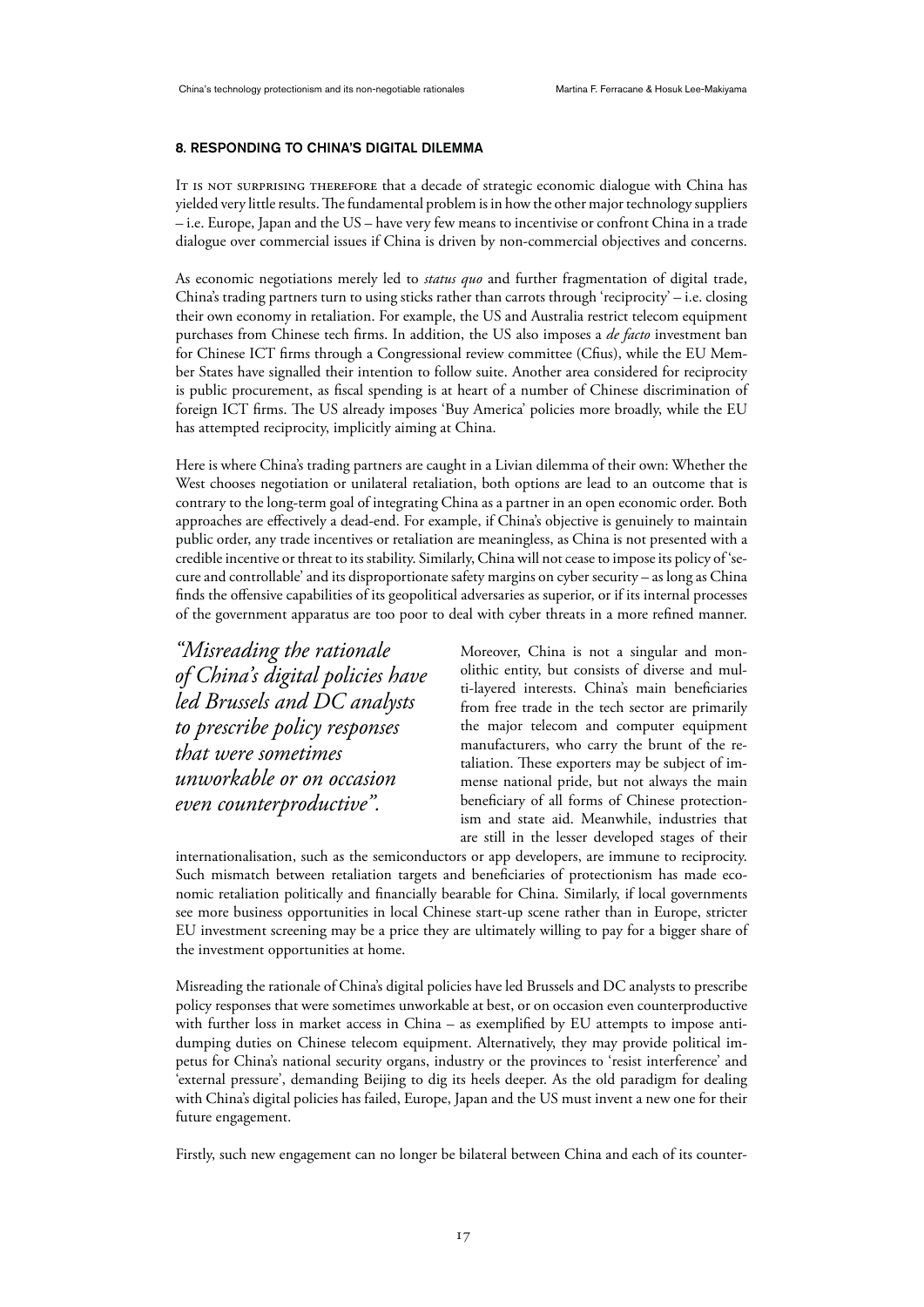## 8. RESPONDING TO CHINA'S DIGITAL DILEMMA

It is not surprising therefore that a decade of strategic economic dialogue with China has yielded very little results. The fundamental problem is in how the other major technology suppliers – i.e. Europe, Japan and the US – have very few means to incentivise or confront China in a trade dialogue over commercial issues if China is driven by non-commercial objectives and concerns.

As economic negotiations merely led to *status quo* and further fragmentation of digital trade, China's trading partners turn to using sticks rather than carrots through 'reciprocity' – i.e. closing their own economy in retaliation. For example, the US and Australia restrict telecom equipment purchases from Chinese tech firms. In addition, the US also imposes a *de facto* investment ban for Chinese ICT firms through a Congressional review committee (Cfius), while the EU Member States have signalled their intention to follow suite. Another area considered for reciprocity is public procurement, as fiscal spending is at heart of a number of Chinese discrimination of foreign ICT firms. The US already imposes 'Buy America' policies more broadly, while the EU has attempted reciprocity, implicitly aiming at China.

Here is where China's trading partners are caught in a Livian dilemma of their own: Whether the West chooses negotiation or unilateral retaliation, both options are lead to an outcome that is contrary to the long-term goal of integrating China as a partner in an open economic order. Both approaches are effectively a dead-end. For example, if China's objective is genuinely to maintain public order, any trade incentives or retaliation are meaningless, as China is not presented with a credible incentive or threat to its stability. Similarly, China will not cease to impose its policy of 'secure and controllable' and its disproportionate safety margins on cyber security – as long as China finds the offensive capabilities of its geopolitical adversaries as superior, or if its internal processes of the government apparatus are too poor to deal with cyber threats in a more refined manner.

> *"Misreading the rationale of China's digital policies have led Brussels and DC analysts to prescribe policy responses that were sometimes unworkable or on occasion even counterproductive".*

Moreover, China is not a singular and monolithic entity, but consists of diverse and multi-layered interests. China's main beneficiaries from free trade in the tech sector are primarily the major telecom and computer equipment manufacturers, who carry the brunt of the retaliation. These exporters may be subject of immense national pride, but not always the main beneficiary of all forms of Chinese protectionism and state aid. Meanwhile, industries that are still in the lesser developed stages of their internationalisation, such as the semiconductors or app developers, are immune to reciprocity. Such mismatch between retaliation targets and beneficiaries of protectionism has made economic retaliation politically and financially bearable for China. Similarly, if local governments see more business opportunities in local Chinese start-up scene rather than in Europe, stricter EU investment screening may be a price they are ultimately willing to pay for a bigger share of the investment opportunities at home.

Misreading the rationale of China's digital policies have led Brussels and DC analysts to prescribe policy responses that were sometimes unworkable at best, or on occasion even counterproductive with further loss in market access in China – as exemplified by EU attempts to impose anti-dumping duties on Chinese telecom equipment. Alternatively, they may provide political impetus for China's national security organs, industry or the provinces to 'resist interference' and 'external pressure', demanding Beijing to dig its heels deeper. As the old paradigm for dealing with China's digital policies has failed, Europe, Japan and the US must invent a new one for their future engagement.

Firstly, such new engagement can no longer be bilateral between China and each of its counter-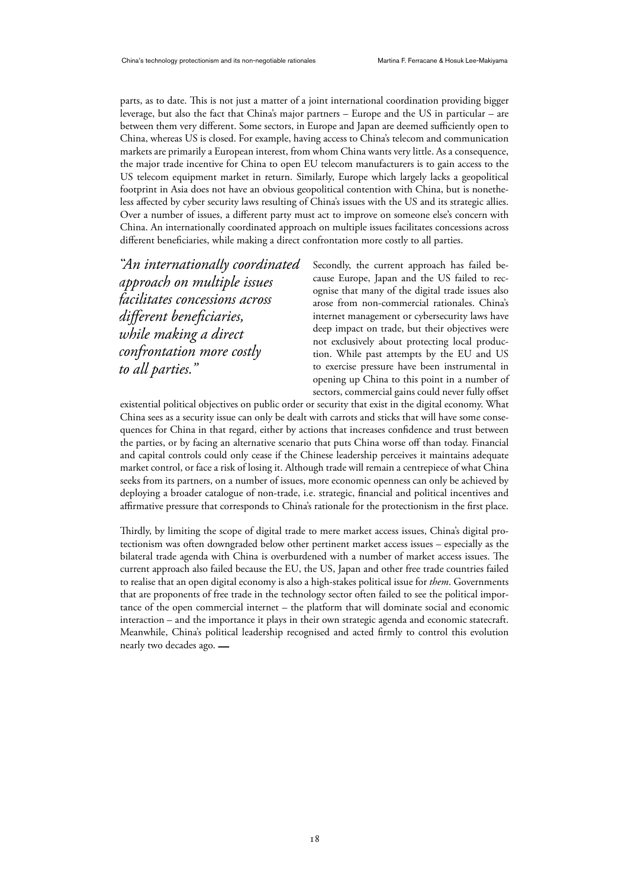parts, as to date. This is not just a matter of a joint international coordination providing bigger leverage, but also the fact that China's major partners – Europe and the US in particular – are between them very different. Some sectors, in Europe and Japan are deemed sufficiently open to China, whereas US is closed. For example, having access to China's telecom and communication markets are primarily a European interest, from whom China wants very little. As a consequence, the major trade incentive for China to open EU telecom manufacturers is to gain access to the US telecom equipment market in return. Similarly, Europe which largely lacks a geopolitical footprint in Asia does not have an obvious geopolitical contention with China, but is nonetheless affected by cyber security laws resulting of China's issues with the US and its strategic allies. Over a number of issues, a different party must act to improve on someone else's concern with China. An internationally coordinated approach on multiple issues facilitates concessions across different beneficiaries, while making a direct confrontation more costly to all parties.

> *"An internationally coordinated approach on multiple issues facilitates concessions across different beneficiaries, while making a direct confrontation more costly to all parties."*

Secondly, the current approach has failed because Europe, Japan and the US failed to recognise that many of the digital trade issues also arose from non-commercial rationales. China's internet management or cybersecurity laws have deep impact on trade, but their objectives were not exclusively about protecting local production. While past attempts by the EU and US to exercise pressure have been instrumental in opening up China to this point in a number of sectors, commercial gains could never fully offset existential political objectives on public order or security that exist in the digital economy. What China sees as a security issue can only be dealt with carrots and sticks that will have some consequences for China in that regard, either by actions that increases confidence and trust between the parties, or by facing an alternative scenario that puts China worse off than today. Financial and capital controls could only cease if the Chinese leadership perceives it maintains adequate market control, or face a risk of losing it. Although trade will remain a centrepiece of what China seeks from its partners, on a number of issues, more economic openness can only be achieved by deploying a broader catalogue of non-trade, i.e. strategic, financial and political incentives and affirmative pressure that corresponds to China's rationale for the protectionism in the first place.

Thirdly, by limiting the scope of digital trade to mere market access issues, China's digital protectionism was often downgraded below other pertinent market access issues – especially as the bilateral trade agenda with China is overburdened with a number of market access issues. The current approach also failed because the EU, the US, Japan and other free trade countries failed to realise that an open digital economy is also a high-stakes political issue for *them*. Governments that are proponents of free trade in the technology sector often failed to see the political importance of the open commercial internet – the platform that will dominate social and economic interaction – and the importance it plays in their own strategic agenda and economic statecraft. Meanwhile, China's political leadership recognised and acted firmly to control this evolution nearly two decades ago. —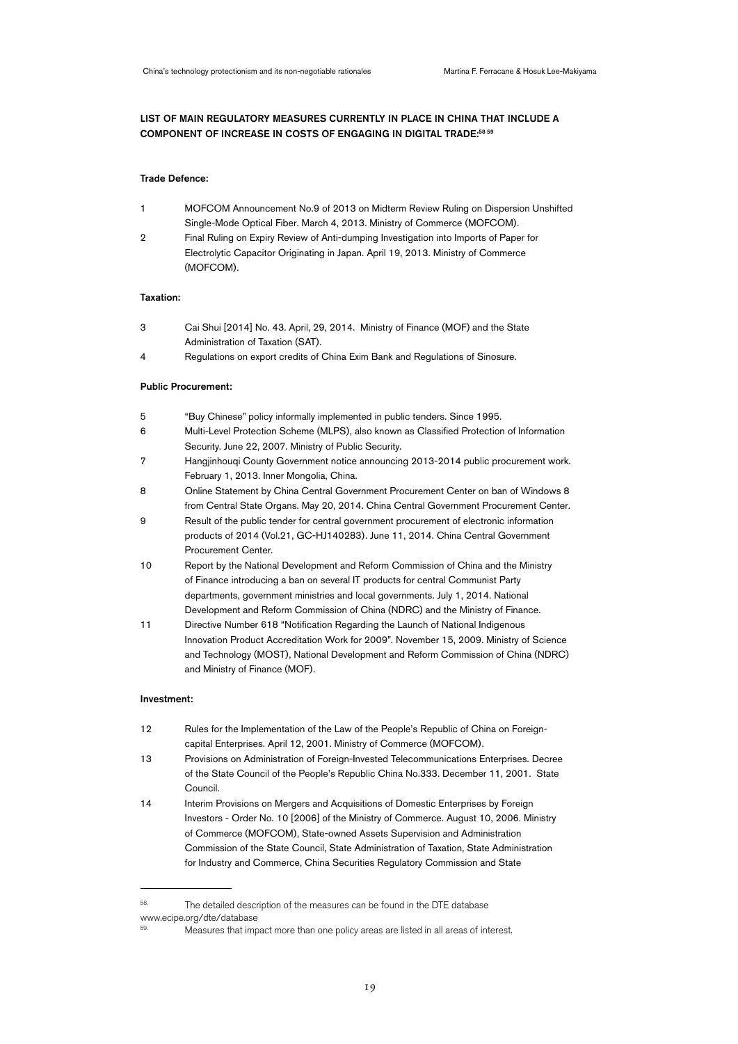## LIST OF MAIN REGULATORY MEASURES CURRENTLY IN PLACE IN CHINA THAT INCLUDE A COMPONENT OF INCREASE IN COSTS OF ENGAGING IN DIGITAL TRADE:[58] [59]

### Trade Defence:

1. MOFCOM Announcement No.9 of 2013 on Midterm Review Ruling on Dispersion Unshifted Single-Mode Optical Fiber. March 4, 2013. Ministry of Commerce (MOFCOM).
2. Final Ruling on Expiry Review of Anti-dumping Investigation into Imports of Paper for Electrolytic Capacitor Originating in Japan. April 19, 2013. Ministry of Commerce (MOFCOM).

### Taxation:

3. Cai Shui [2014] No. 43. April, 29, 2014. Ministry of Finance (MOF) and the State Administration of Taxation (SAT).
4. Regulations on export credits of China Exim Bank and Regulations of Sinosure.

### Public Procurement:

5. "Buy Chinese" policy informally implemented in public tenders. Since 1995.
6. Multi-Level Protection Scheme (MLPS), also known as Classified Protection of Information Security. June 22, 2007. Ministry of Public Security.
7. Hangjinhouqi County Government notice announcing 2013-2014 public procurement work. February 1, 2013. Inner Mongolia, China.
8. Online Statement by China Central Government Procurement Center on ban of Windows 8 from Central State Organs. May 20, 2014. China Central Government Procurement Center.
9. Result of the public tender for central government procurement of electronic information products of 2014 (Vol.21, GC-HJ140283). June 11, 2014. China Central Government Procurement Center.
10. Report by the National Development and Reform Commission of China and the Ministry of Finance introducing a ban on several IT products for central Communist Party departments, government ministries and local governments. July 1, 2014. National Development and Reform Commission of China (NDRC) and the Ministry of Finance.
11. Directive Number 618 "Notification Regarding the Launch of National Indigenous Innovation Product Accreditation Work for 2009". November 15, 2009. Ministry of Science and Technology (MOST), National Development and Reform Commission of China (NDRC) and Ministry of Finance (MOF).

### Investment:

12. Rules for the Implementation of the Law of the People's Republic of China on Foreign-capital Enterprises. April 12, 2001. Ministry of Commerce (MOFCOM).
13. Provisions on Administration of Foreign-Invested Telecommunications Enterprises. Decree of the State Council of the People's Republic China No.333. December 11, 2001. State Council.
14. Interim Provisions on Mergers and Acquisitions of Domestic Enterprises by Foreign Investors - Order No. 10 [2006] of the Ministry of Commerce. August 10, 2006. Ministry of Commerce (MOFCOM), State-owned Assets Supervision and Administration Commission of the State Council, State Administration of Taxation, State Administration for Industry and Commerce, China Securities Regulatory Commission and State

---

[58] The detailed description of the measures can be found in the DTE database www.ecipe.org/dte/database

[59] Measures that impact more than one policy areas are listed in all areas of interest.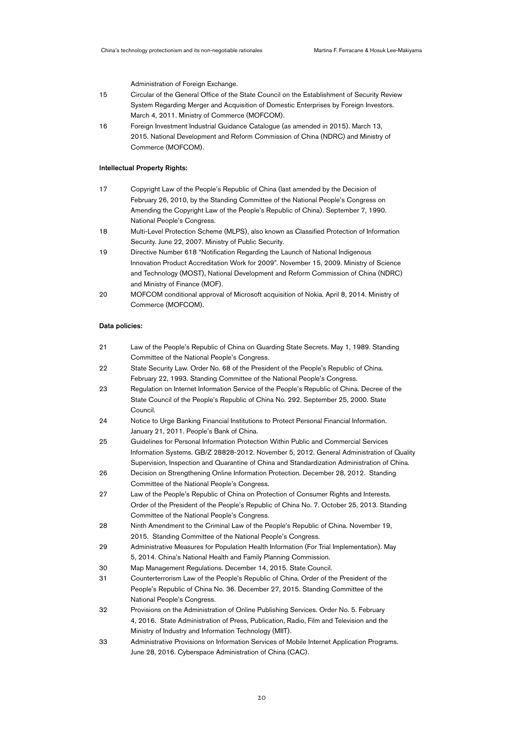Administration of Foreign Exchange.

15 Circular of the General Office of the State Council on the Establishment of Security Review System Regarding Merger and Acquisition of Domestic Enterprises by Foreign Investors. March 4, 2011. Ministry of Commerce (MOFCOM).

16 Foreign Investment Industrial Guidance Catalogue (as amended in 2015). March 13, 2015. National Development and Reform Commission of China (NDRC) and Ministry of Commerce (MOFCOM).

**Intellectual Property Rights:**

17 Copyright Law of the People's Republic of China (last amended by the Decision of February 26, 2010, by the Standing Committee of the National People's Congress on Amending the Copyright Law of the People's Republic of China). September 7, 1990. National People's Congress.

18 Multi-Level Protection Scheme (MLPS), also known as Classified Protection of Information Security. June 22, 2007. Ministry of Public Security.

19 Directive Number 618 "Notification Regarding the Launch of National Indigenous Innovation Product Accreditation Work for 2009". November 15, 2009. Ministry of Science and Technology (MOST), National Development and Reform Commission of China (NDRC) and Ministry of Finance (MOF).

20 MOFCOM conditional approval of Microsoft acquisition of Nokia. April 8, 2014. Ministry of Commerce (MOFCOM).

**Data policies:**

21 Law of the People's Republic of China on Guarding State Secrets. May 1, 1989. Standing Committee of the National People's Congress.

22 State Security Law. Order No. 68 of the President of the People's Republic of China. February 22, 1993. Standing Committee of the National People's Congress.

23 Regulation on Internet Information Service of the People's Republic of China. Decree of the State Council of the People's Republic of China No. 292. September 25, 2000. State Council.

24 Notice to Urge Banking Financial Institutions to Protect Personal Financial Information. January 21, 2011. People's Bank of China.

25 Guidelines for Personal Information Protection Within Public and Commercial Services Information Systems. GB/Z 28828-2012. November 5, 2012. General Administration of Quality Supervision, Inspection and Quarantine of China and Standardization Administration of China.

26 Decision on Strengthening Online Information Protection. December 28, 2012. Standing Committee of the National People's Congress.

27 Law of the People's Republic of China on Protection of Consumer Rights and Interests. Order of the President of the People's Republic of China No. 7. October 25, 2013. Standing Committee of the National People's Congress.

28 Ninth Amendment to the Criminal Law of the People's Republic of China. November 19, 2015. Standing Committee of the National People's Congress.

29 Administrative Measures for Population Health Information (For Trial Implementation). May 5, 2014. China's National Health and Family Planning Commission.

30 Map Management Regulations. December 14, 2015. State Council.

31 Counterterrorism Law of the People's Republic of China. Order of the President of the People's Republic of China No. 36. December 27, 2015. Standing Committee of the National People's Congress.

32 Provisions on the Administration of Online Publishing Services. Order No. 5. February 4, 2016. State Administration of Press, Publication, Radio, Film and Television and the Ministry of Industry and Information Technology (MIIT).

33 Administrative Provisions on Information Services of Mobile Internet Application Programs. June 28, 2016. Cyberspace Administration of China (CAC).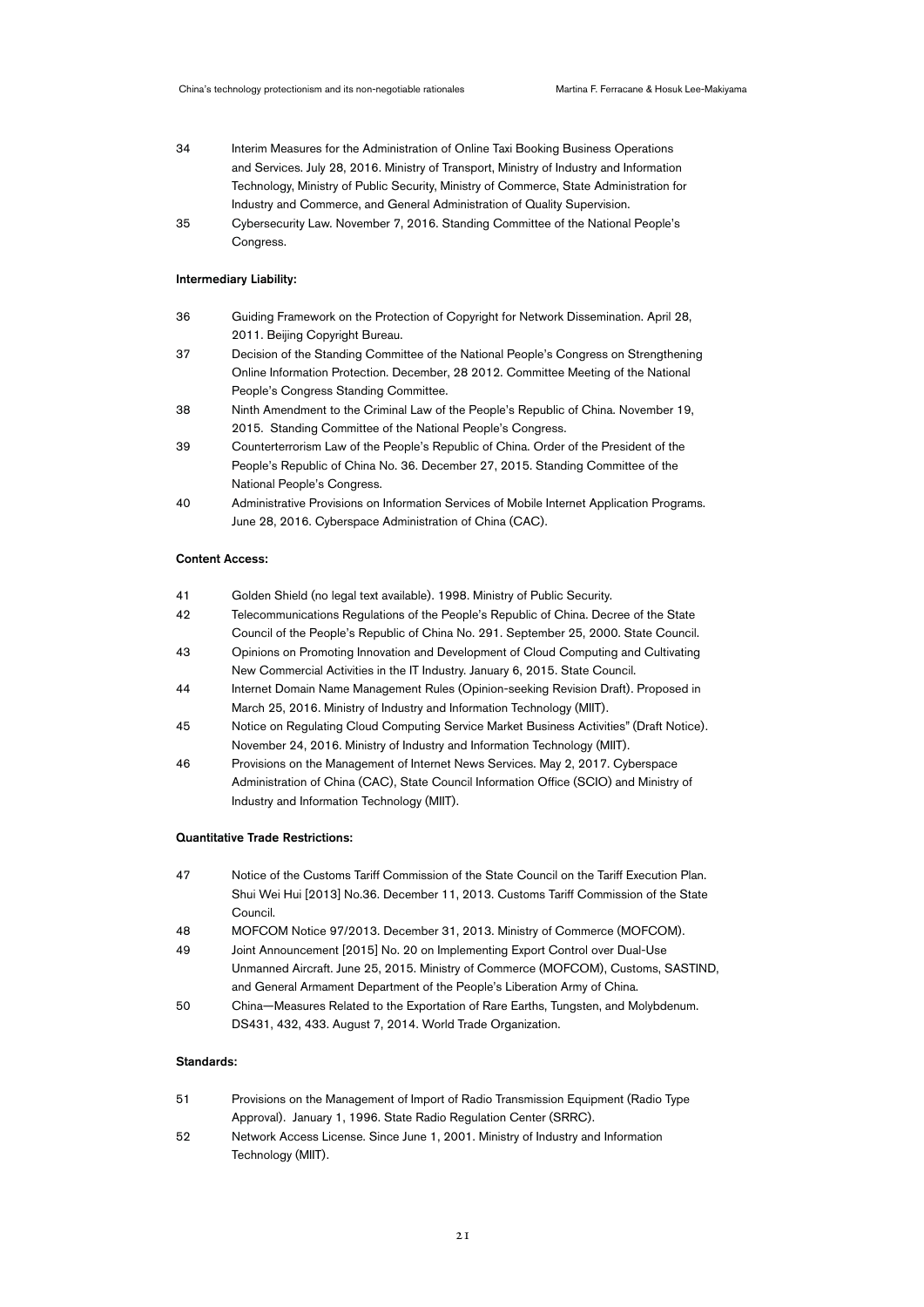34 Interim Measures for the Administration of Online Taxi Booking Business Operations and Services. July 28, 2016. Ministry of Transport, Ministry of Industry and Information Technology, Ministry of Public Security, Ministry of Commerce, State Administration for Industry and Commerce, and General Administration of Quality Supervision.

35 Cybersecurity Law. November 7, 2016. Standing Committee of the National People's Congress.

**Intermediary Liability:**

36 Guiding Framework on the Protection of Copyright for Network Dissemination. April 28, 2011. Beijing Copyright Bureau.

37 Decision of the Standing Committee of the National People's Congress on Strengthening Online Information Protection. December, 28 2012. Committee Meeting of the National People's Congress Standing Committee.

38 Ninth Amendment to the Criminal Law of the People's Republic of China. November 19, 2015. Standing Committee of the National People's Congress.

39 Counterterrorism Law of the People's Republic of China. Order of the President of the People's Republic of China No. 36. December 27, 2015. Standing Committee of the National People's Congress.

40 Administrative Provisions on Information Services of Mobile Internet Application Programs. June 28, 2016. Cyberspace Administration of China (CAC).

**Content Access:**

41 Golden Shield (no legal text available). 1998. Ministry of Public Security.

42 Telecommunications Regulations of the People's Republic of China. Decree of the State Council of the People's Republic of China No. 291. September 25, 2000. State Council.

43 Opinions on Promoting Innovation and Development of Cloud Computing and Cultivating New Commercial Activities in the IT Industry. January 6, 2015. State Council.

44 Internet Domain Name Management Rules (Opinion-seeking Revision Draft). Proposed in March 25, 2016. Ministry of Industry and Information Technology (MIIT).

45 Notice on Regulating Cloud Computing Service Market Business Activities" (Draft Notice). November 24, 2016. Ministry of Industry and Information Technology (MIIT).

46 Provisions on the Management of Internet News Services. May 2, 2017. Cyberspace Administration of China (CAC), State Council Information Office (SCIO) and Ministry of Industry and Information Technology (MIIT).

**Quantitative Trade Restrictions:**

47 Notice of the Customs Tariff Commission of the State Council on the Tariff Execution Plan. Shui Wei Hui [2013] No.36. December 11, 2013. Customs Tariff Commission of the State Council.

48 MOFCOM Notice 97/2013. December 31, 2013. Ministry of Commerce (MOFCOM).

49 Joint Announcement [2015] No. 20 on Implementing Export Control over Dual-Use Unmanned Aircraft. June 25, 2015. Ministry of Commerce (MOFCOM), Customs, SASTIND, and General Armament Department of the People's Liberation Army of China.

50 China—Measures Related to the Exportation of Rare Earths, Tungsten, and Molybdenum. DS431, 432, 433. August 7, 2014. World Trade Organization.

**Standards:**

51 Provisions on the Management of Import of Radio Transmission Equipment (Radio Type Approval). January 1, 1996. State Radio Regulation Center (SRRC).

52 Network Access License. Since June 1, 2001. Ministry of Industry and Information Technology (MIIT).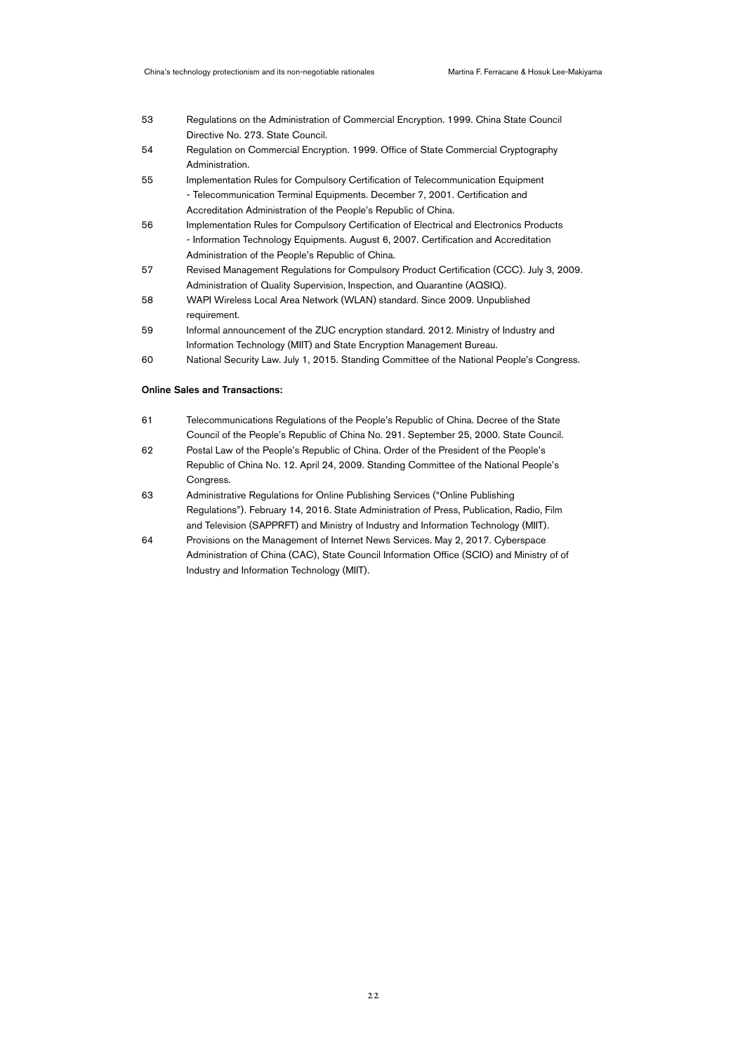53 Regulations on the Administration of Commercial Encryption. 1999. China State Council Directive No. 273. State Council.

54 Regulation on Commercial Encryption. 1999. Office of State Commercial Cryptography Administration.

55 Implementation Rules for Compulsory Certification of Telecommunication Equipment - Telecommunication Terminal Equipments. December 7, 2001. Certification and Accreditation Administration of the People's Republic of China.

56 Implementation Rules for Compulsory Certification of Electrical and Electronics Products - Information Technology Equipments. August 6, 2007. Certification and Accreditation Administration of the People's Republic of China.

57 Revised Management Regulations for Compulsory Product Certification (CCC). July 3, 2009. Administration of Quality Supervision, Inspection, and Quarantine (AQSIQ).

58 WAPI Wireless Local Area Network (WLAN) standard. Since 2009. Unpublished requirement.

59 Informal announcement of the ZUC encryption standard. 2012. Ministry of Industry and Information Technology (MIIT) and State Encryption Management Bureau.

60 National Security Law. July 1, 2015. Standing Committee of the National People's Congress.

**Online Sales and Transactions:**

61 Telecommunications Regulations of the People's Republic of China. Decree of the State Council of the People's Republic of China No. 291. September 25, 2000. State Council.

62 Postal Law of the People's Republic of China. Order of the President of the People's Republic of China No. 12. April 24, 2009. Standing Committee of the National People's Congress.

63 Administrative Regulations for Online Publishing Services ("Online Publishing Regulations"). February 14, 2016. State Administration of Press, Publication, Radio, Film and Television (SAPPRFT) and Ministry of Industry and Information Technology (MIIT).

64 Provisions on the Management of Internet News Services. May 2, 2017. Cyberspace Administration of China (CAC), State Council Information Office (SCIO) and Ministry of of Industry and Information Technology (MIIT).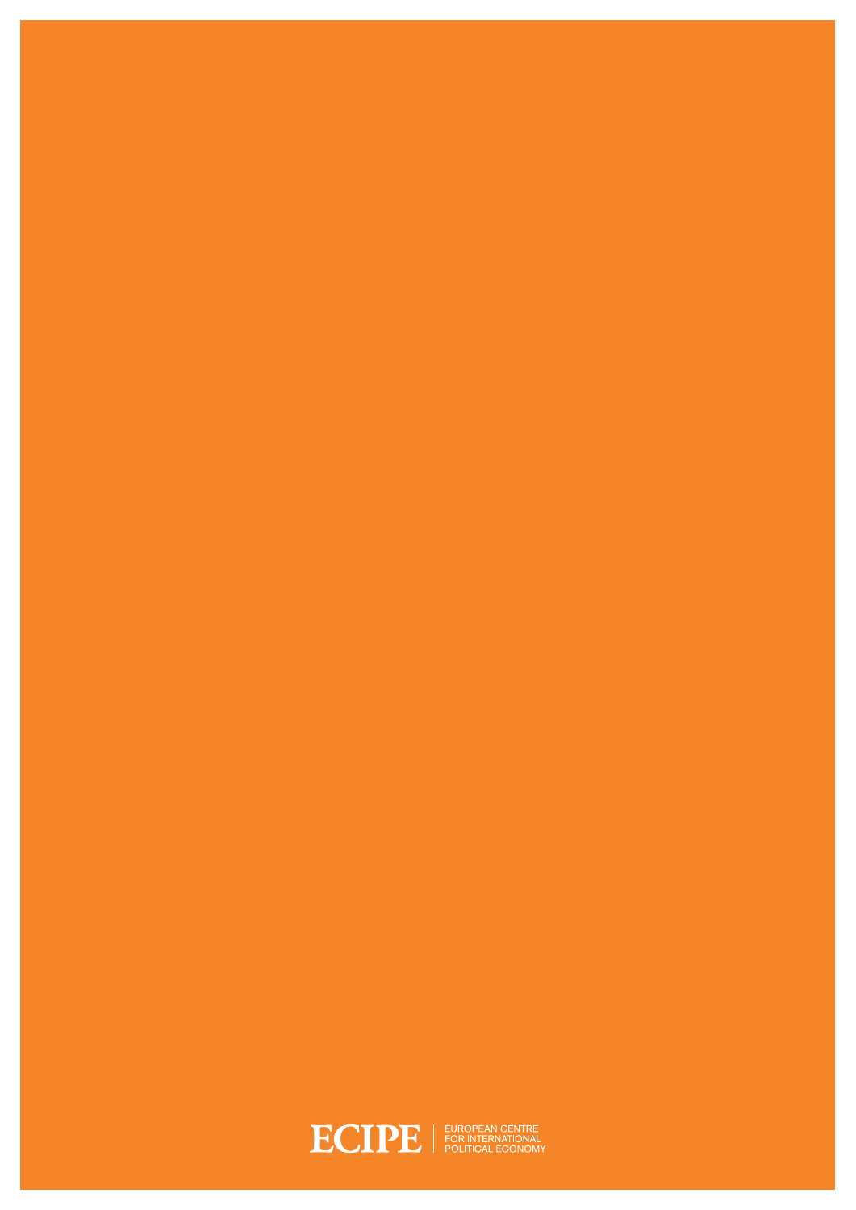ECIPE

EUROPEAN CENTRE
FOR INTERNATIONAL
POLITICAL ECONOMY